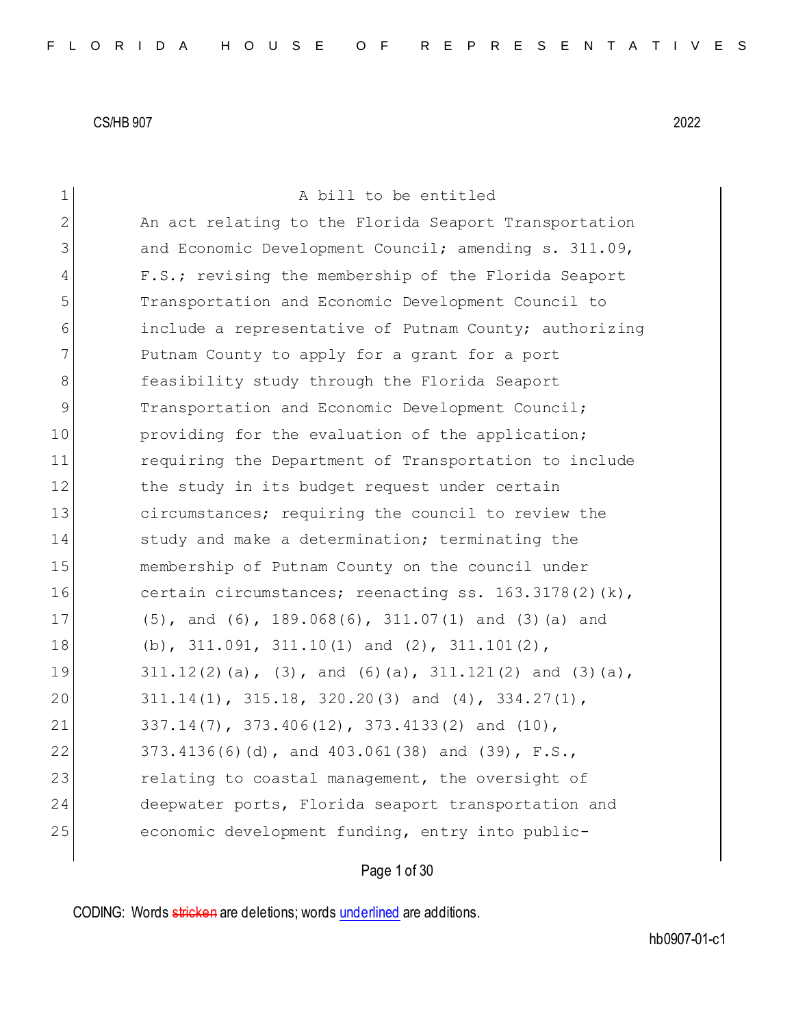CS/HB 907 2022

A bill to be entitled

An act relating to the Florida Seaport Transportation and Economic Development Council; amending s. 311.09, F.S.; revising the membership of the Florida Seaport Transportation and Economic Development Council to include a representative of Putnam County; authorizing Putnam County to apply for a grant for a port feasibility study through the Florida Seaport Transportation and Economic Development Council; providing for the evaluation of the application; requiring the Department of Transportation to include the study in its budget request under certain circumstances; requiring the council to review the study and make a determination; terminating the membership of Putnam County on the council under certain circumstances; reenacting ss. 163.3178(2)(k), (5), and (6), 189.068(6), 311.07(1) and (3)(a) and (b), 311.091, 311.10(1) and (2), 311.101(2), 311.12(2)(a), (3), and (6)(a), 311.121(2) and (3)(a), 311.14(1), 315.18, 320.20(3) and (4), 334.27(1), 337.14(7), 373.406(12), 373.4133(2) and (10), 373.4136(6)(d), and 403.061(38) and (39), F.S., relating to coastal management, the oversight of deepwater ports, Florida seaport transportation and economic development funding, entry into public-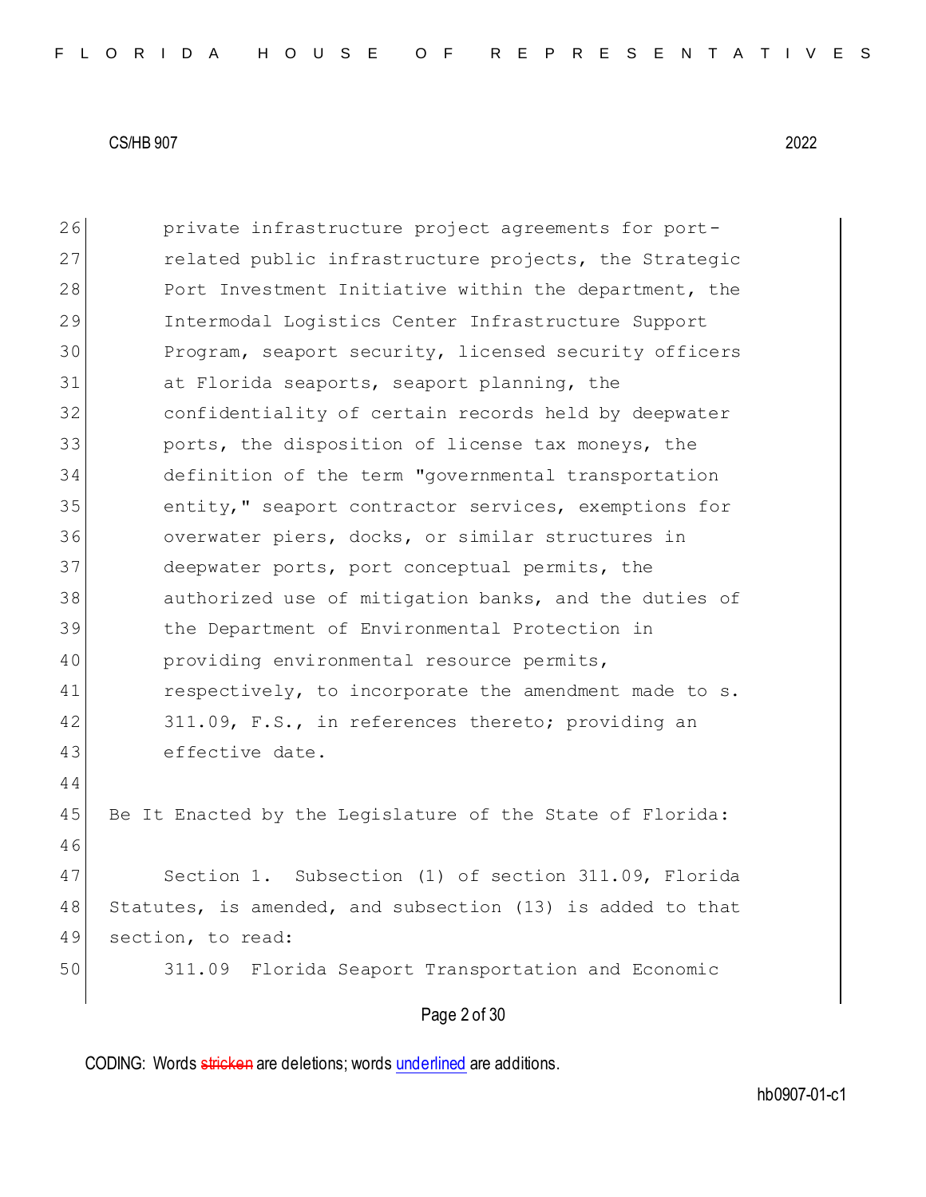private infrastructure project agreements for port-related public infrastructure projects, the Strategic Port Investment Initiative within the department, the Intermodal Logistics Center Infrastructure Support Program, seaport security, licensed security officers at Florida seaports, seaport planning, the confidentiality of certain records held by deepwater ports, the disposition of license tax moneys, the definition of the term "governmental transportation entity," seaport contractor services, exemptions for overwater piers, docks, or similar structures in deepwater ports, port conceptual permits, the authorized use of mitigation banks, and the duties of the Department of Environmental Protection in providing environmental resource permits, respectively, to incorporate the amendment made to s. 311.09, F.S., in references thereto; providing an effective date.

Be It Enacted by the Legislature of the State of Florida:

Section 1. Subsection (1) of section 311.09, Florida Statutes, is amended, and subsection (13) is added to that section, to read:

311.09 Florida Seaport Transportation and Economic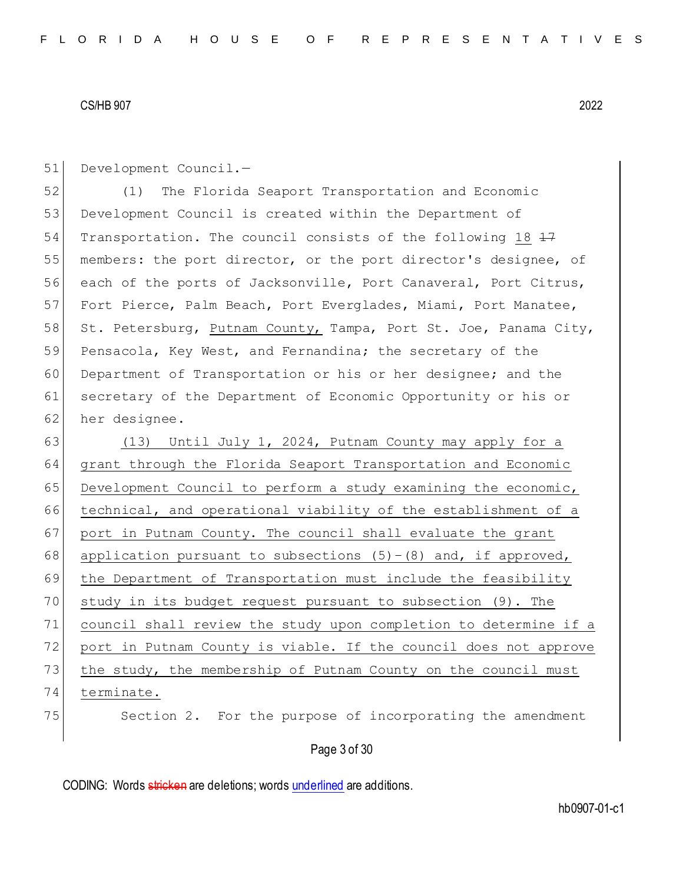Development Council.—

(1) The Florida Seaport Transportation and Economic Development Council is created within the Department of Transportation. The council consists of the following 18 ~~17~~ members: the port director, or the port director's designee, of each of the ports of Jacksonville, Port Canaveral, Port Citrus, Fort Pierce, Palm Beach, Port Everglades, Miami, Port Manatee, St. Petersburg, Putnam County, Tampa, Port St. Joe, Panama City, Pensacola, Key West, and Fernandina; the secretary of the Department of Transportation or his or her designee; and the secretary of the Department of Economic Opportunity or his or her designee.

(13) Until July 1, 2024, Putnam County may apply for a grant through the Florida Seaport Transportation and Economic Development Council to perform a study examining the economic, technical, and operational viability of the establishment of a port in Putnam County. The council shall evaluate the grant application pursuant to subsections (5)-(8) and, if approved, the Department of Transportation must include the feasibility study in its budget request pursuant to subsection (9). The council shall review the study upon completion to determine if a port in Putnam County is viable. If the council does not approve the study, the membership of Putnam County on the council must terminate.

Section 2. For the purpose of incorporating the amendment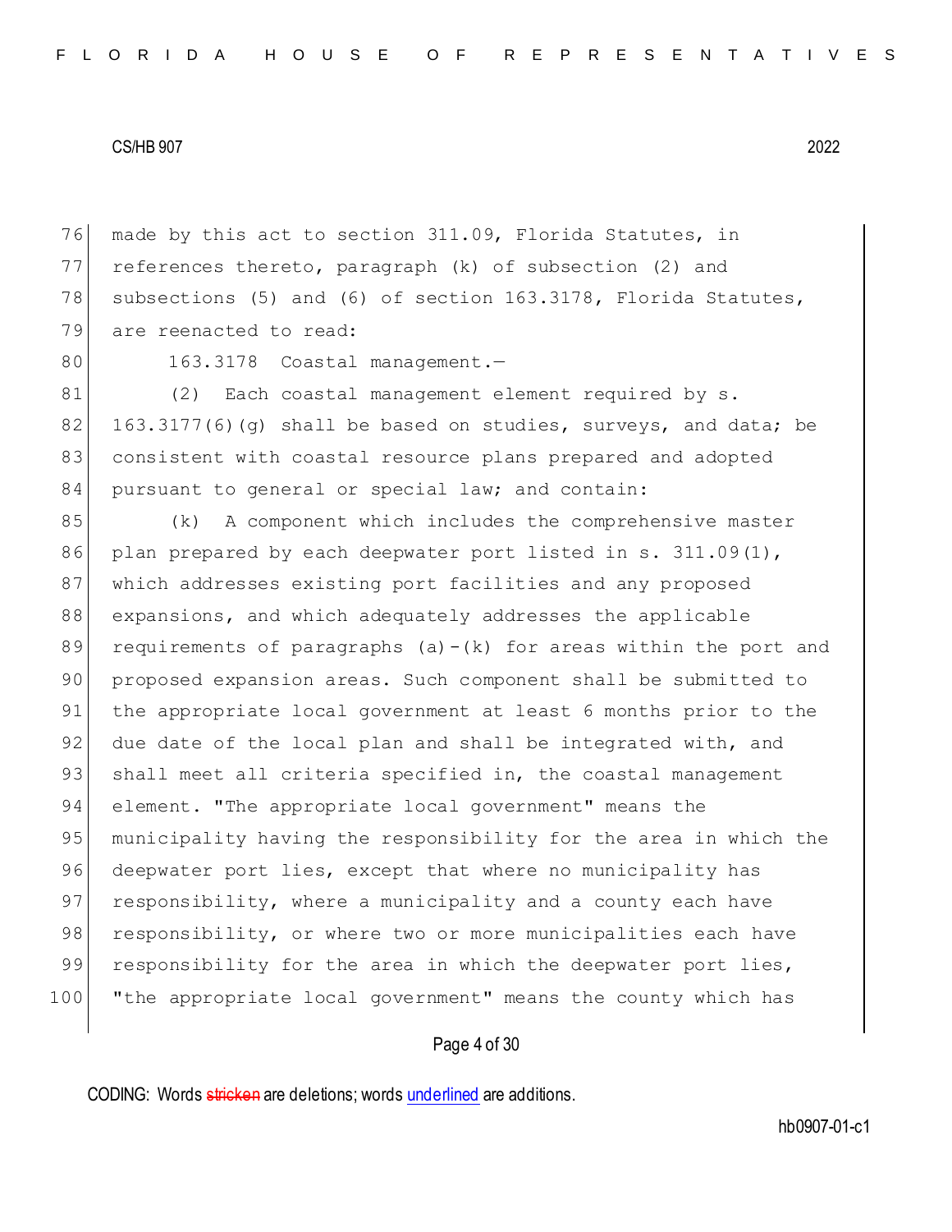made by this act to section 311.09, Florida Statutes, in references thereto, paragraph (k) of subsection (2) and subsections (5) and (6) of section 163.3178, Florida Statutes, are reenacted to read:

163.3178 Coastal management.—

(2) Each coastal management element required by s. 163.3177(6)(g) shall be based on studies, surveys, and data; be consistent with coastal resource plans prepared and adopted pursuant to general or special law; and contain:

(k) A component which includes the comprehensive master plan prepared by each deepwater port listed in s. 311.09(1), which addresses existing port facilities and any proposed expansions, and which adequately addresses the applicable requirements of paragraphs (a)-(k) for areas within the port and proposed expansion areas. Such component shall be submitted to the appropriate local government at least 6 months prior to the due date of the local plan and shall be integrated with, and shall meet all criteria specified in, the coastal management element. "The appropriate local government" means the municipality having the responsibility for the area in which the deepwater port lies, except that where no municipality has responsibility, where a municipality and a county each have responsibility, or where two or more municipalities each have responsibility for the area in which the deepwater port lies, "the appropriate local government" means the county which has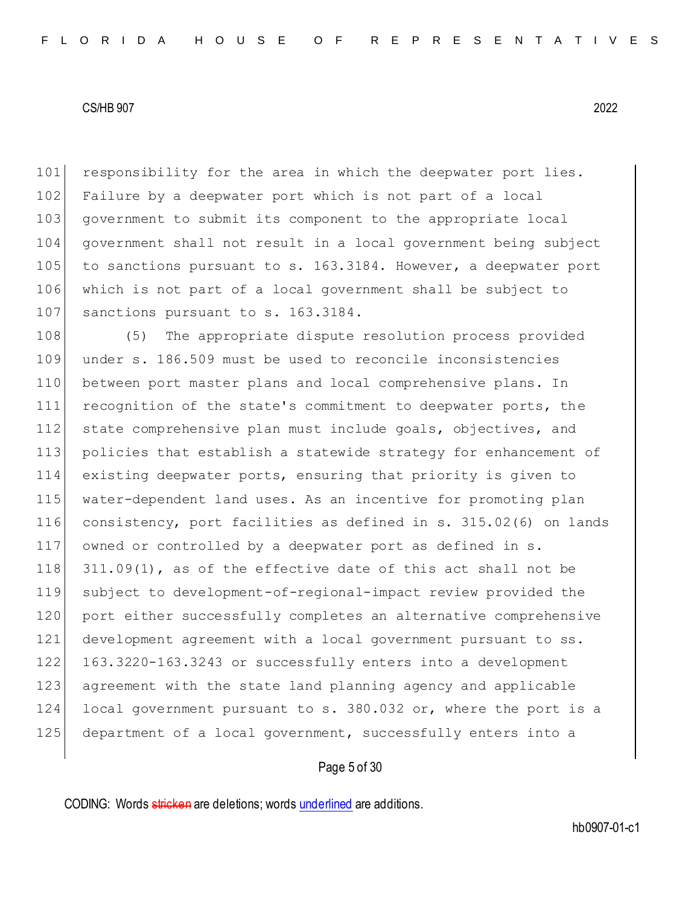responsibility for the area in which the deepwater port lies. Failure by a deepwater port which is not part of a local government to submit its component to the appropriate local government shall not result in a local government being subject to sanctions pursuant to s. 163.3184. However, a deepwater port which is not part of a local government shall be subject to sanctions pursuant to s. 163.3184.

(5) The appropriate dispute resolution process provided under s. 186.509 must be used to reconcile inconsistencies between port master plans and local comprehensive plans. In recognition of the state's commitment to deepwater ports, the state comprehensive plan must include goals, objectives, and policies that establish a statewide strategy for enhancement of existing deepwater ports, ensuring that priority is given to water-dependent land uses. As an incentive for promoting plan consistency, port facilities as defined in s. 315.02(6) on lands owned or controlled by a deepwater port as defined in s. 311.09(1), as of the effective date of this act shall not be subject to development-of-regional-impact review provided the port either successfully completes an alternative comprehensive development agreement with a local government pursuant to ss. 163.3220-163.3243 or successfully enters into a development agreement with the state land planning agency and applicable local government pursuant to s. 380.032 or, where the port is a department of a local government, successfully enters into a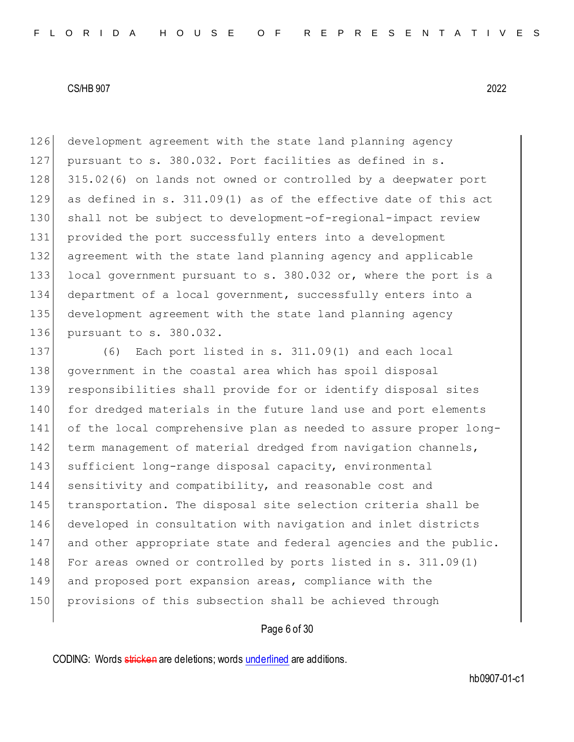development agreement with the state land planning agency pursuant to s. 380.032. Port facilities as defined in s. 315.02(6) on lands not owned or controlled by a deepwater port as defined in s. 311.09(1) as of the effective date of this act shall not be subject to development-of-regional-impact review provided the port successfully enters into a development agreement with the state land planning agency and applicable local government pursuant to s. 380.032 or, where the port is a department of a local government, successfully enters into a development agreement with the state land planning agency pursuant to s. 380.032.

(6) Each port listed in s. 311.09(1) and each local government in the coastal area which has spoil disposal responsibilities shall provide for or identify disposal sites for dredged materials in the future land use and port elements of the local comprehensive plan as needed to assure proper long-term management of material dredged from navigation channels, sufficient long-range disposal capacity, environmental sensitivity and compatibility, and reasonable cost and transportation. The disposal site selection criteria shall be developed in consultation with navigation and inlet districts and other appropriate state and federal agencies and the public. For areas owned or controlled by ports listed in s. 311.09(1) and proposed port expansion areas, compliance with the provisions of this subsection shall be achieved through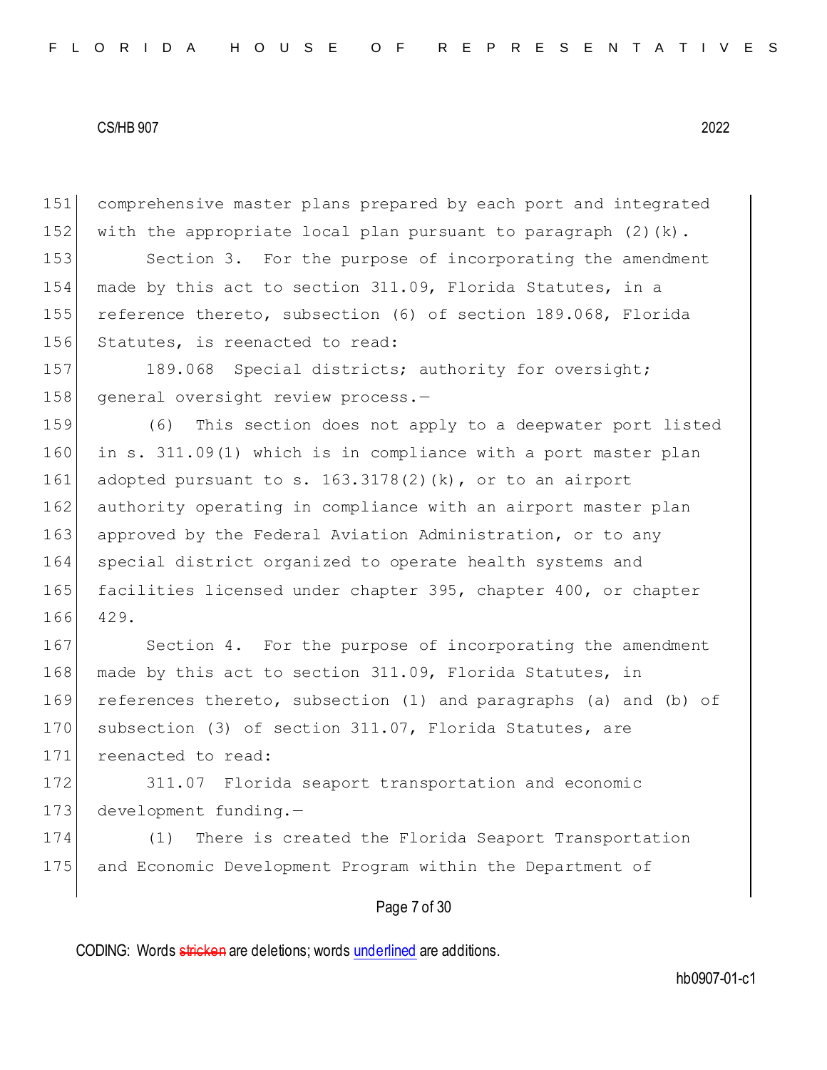comprehensive master plans prepared by each port and integrated with the appropriate local plan pursuant to paragraph (2)(k).

Section 3. For the purpose of incorporating the amendment made by this act to section 311.09, Florida Statutes, in a reference thereto, subsection (6) of section 189.068, Florida Statutes, is reenacted to read:

189.068 Special districts; authority for oversight; general oversight review process.—

(6) This section does not apply to a deepwater port listed in s. 311.09(1) which is in compliance with a port master plan adopted pursuant to s. 163.3178(2)(k), or to an airport authority operating in compliance with an airport master plan approved by the Federal Aviation Administration, or to any special district organized to operate health systems and facilities licensed under chapter 395, chapter 400, or chapter 429.

Section 4. For the purpose of incorporating the amendment made by this act to section 311.09, Florida Statutes, in references thereto, subsection (1) and paragraphs (a) and (b) of subsection (3) of section 311.07, Florida Statutes, are reenacted to read:

311.07 Florida seaport transportation and economic development funding.—

(1) There is created the Florida Seaport Transportation and Economic Development Program within the Department of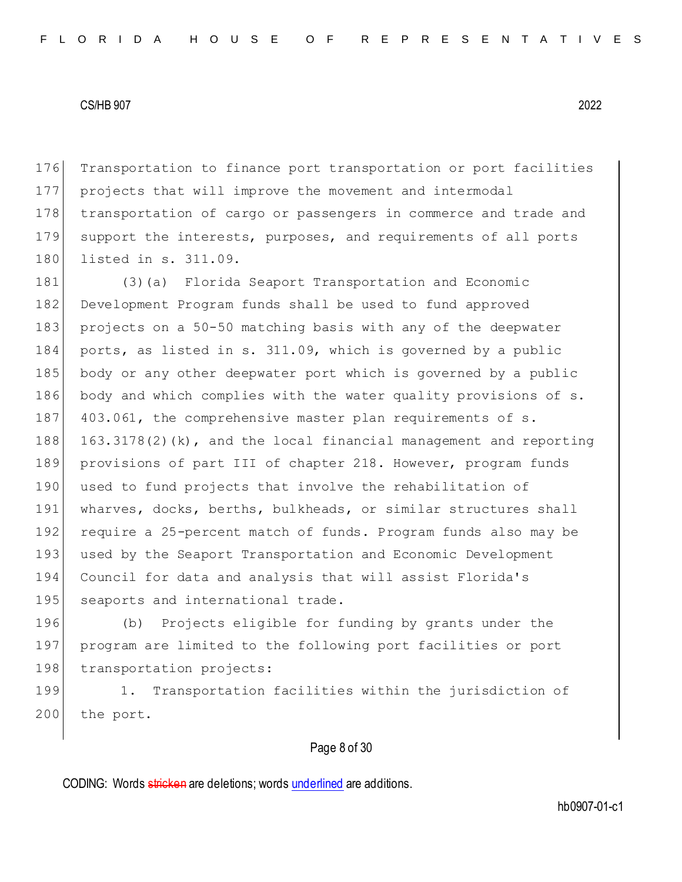Transportation to finance port transportation or port facilities projects that will improve the movement and intermodal transportation of cargo or passengers in commerce and trade and support the interests, purposes, and requirements of all ports listed in s. 311.09.

(3)(a) Florida Seaport Transportation and Economic Development Program funds shall be used to fund approved projects on a 50-50 matching basis with any of the deepwater ports, as listed in s. 311.09, which is governed by a public body or any other deepwater port which is governed by a public body and which complies with the water quality provisions of s. 403.061, the comprehensive master plan requirements of s. 163.3178(2)(k), and the local financial management and reporting provisions of part III of chapter 218. However, program funds used to fund projects that involve the rehabilitation of wharves, docks, berths, bulkheads, or similar structures shall require a 25-percent match of funds. Program funds also may be used by the Seaport Transportation and Economic Development Council for data and analysis that will assist Florida's seaports and international trade.

(b) Projects eligible for funding by grants under the program are limited to the following port facilities or port transportation projects:

1. Transportation facilities within the jurisdiction of the port.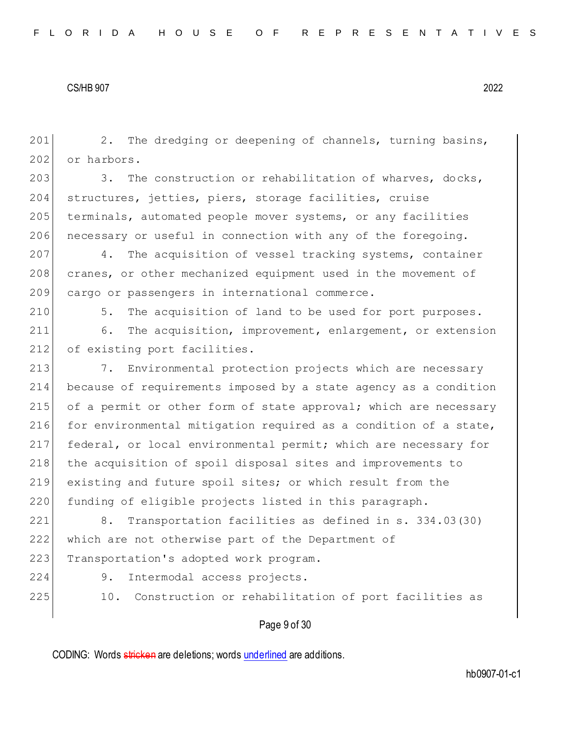2. The dredging or deepening of channels, turning basins, or harbors.

3. The construction or rehabilitation of wharves, docks, structures, jetties, piers, storage facilities, cruise terminals, automated people mover systems, or any facilities necessary or useful in connection with any of the foregoing.

4. The acquisition of vessel tracking systems, container cranes, or other mechanized equipment used in the movement of cargo or passengers in international commerce.

5. The acquisition of land to be used for port purposes.

6. The acquisition, improvement, enlargement, or extension of existing port facilities.

7. Environmental protection projects which are necessary because of requirements imposed by a state agency as a condition of a permit or other form of state approval; which are necessary for environmental mitigation required as a condition of a state, federal, or local environmental permit; which are necessary for the acquisition of spoil disposal sites and improvements to existing and future spoil sites; or which result from the funding of eligible projects listed in this paragraph.

8. Transportation facilities as defined in s. 334.03(30) which are not otherwise part of the Department of Transportation's adopted work program.

9. Intermodal access projects.

10. Construction or rehabilitation of port facilities as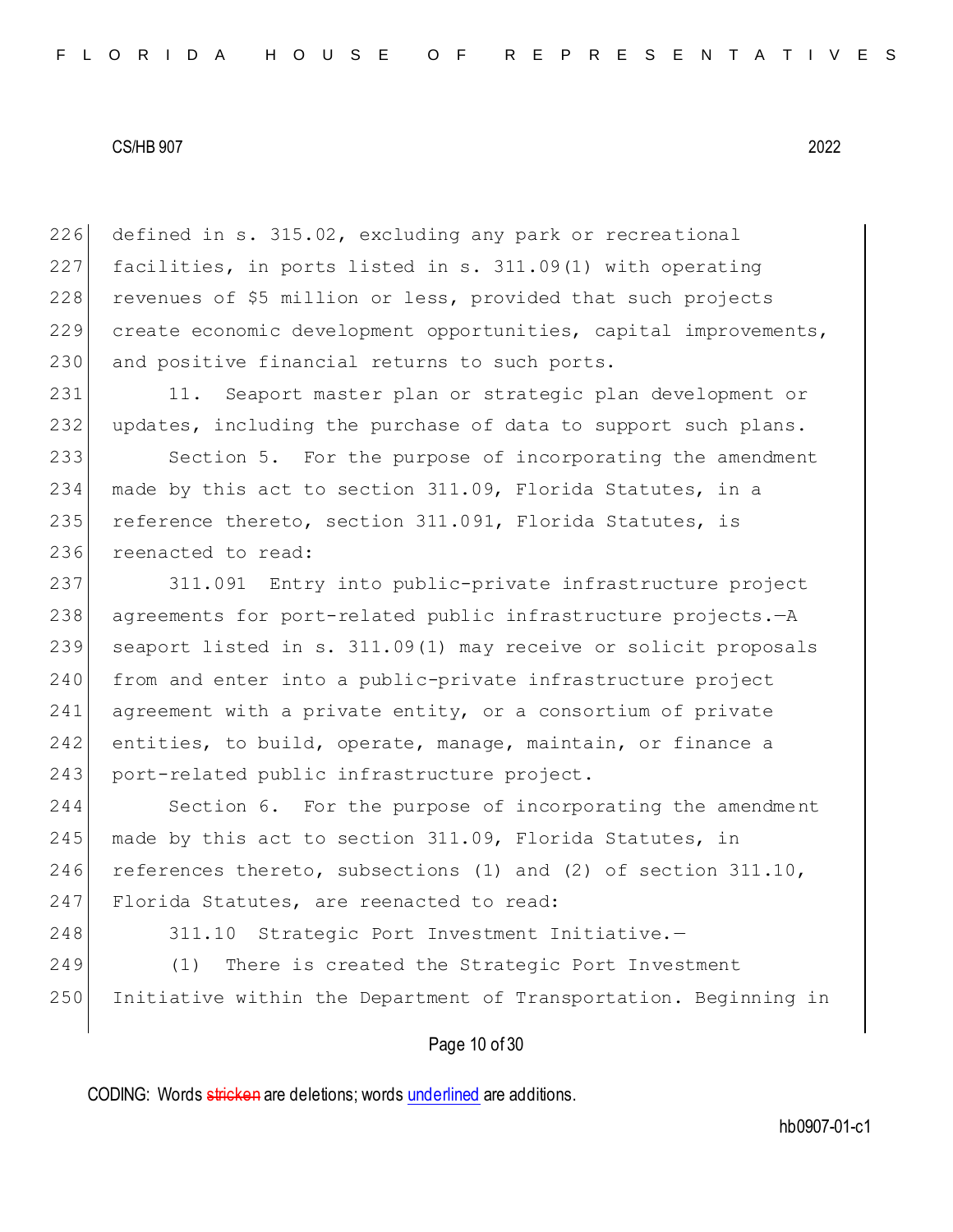defined in s. 315.02, excluding any park or recreational facilities, in ports listed in s. 311.09(1) with operating revenues of $5 million or less, provided that such projects create economic development opportunities, capital improvements, and positive financial returns to such ports.

11. Seaport master plan or strategic plan development or updates, including the purchase of data to support such plans.

Section 5. For the purpose of incorporating the amendment made by this act to section 311.09, Florida Statutes, in a reference thereto, section 311.091, Florida Statutes, is reenacted to read:

311.091 Entry into public-private infrastructure project agreements for port-related public infrastructure projects.—A seaport listed in s. 311.09(1) may receive or solicit proposals from and enter into a public-private infrastructure project agreement with a private entity, or a consortium of private entities, to build, operate, manage, maintain, or finance a port-related public infrastructure project.

Section 6. For the purpose of incorporating the amendment made by this act to section 311.09, Florida Statutes, in references thereto, subsections (1) and (2) of section 311.10, Florida Statutes, are reenacted to read:

311.10 Strategic Port Investment Initiative.—

(1) There is created the Strategic Port Investment Initiative within the Department of Transportation. Beginning in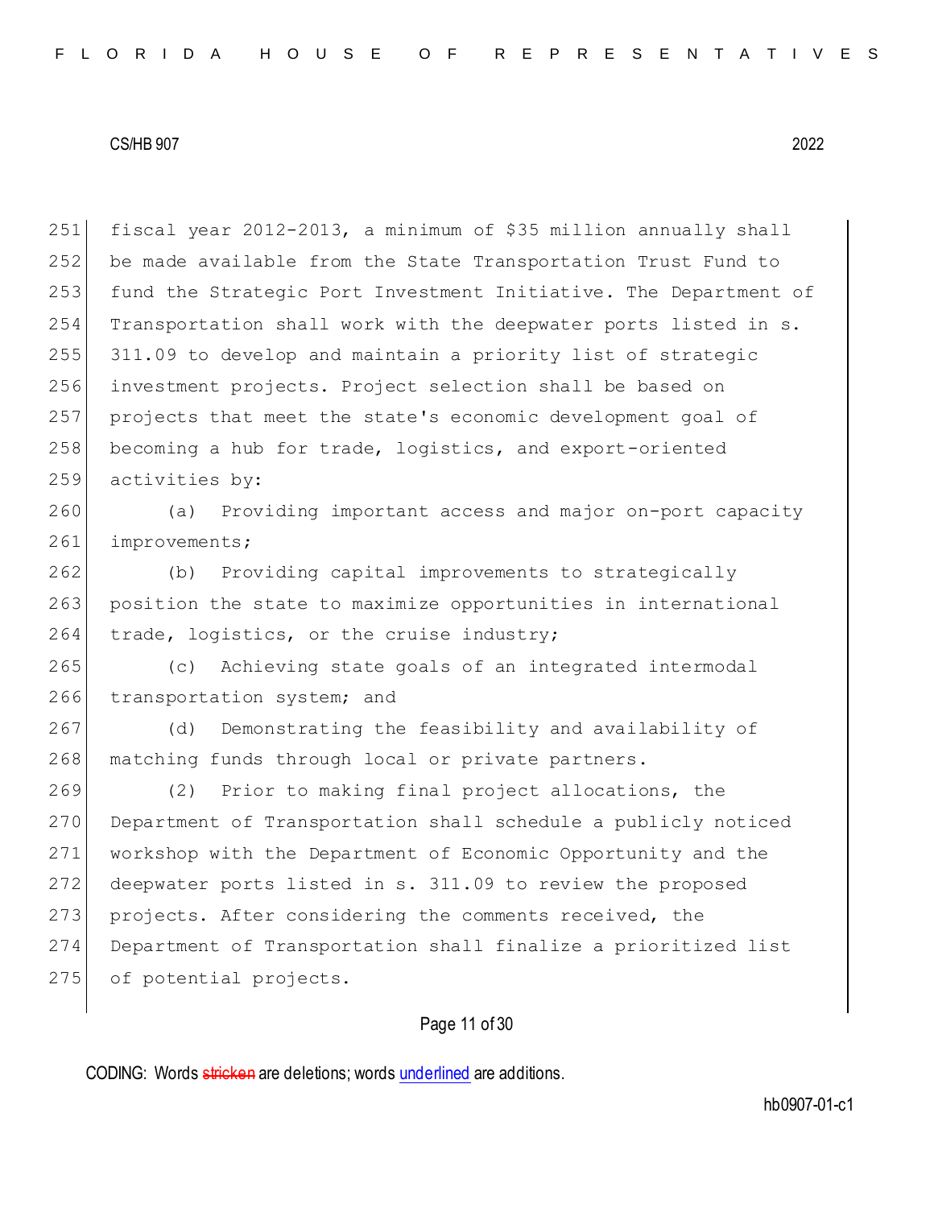fiscal year 2012-2013, a minimum of $35 million annually shall be made available from the State Transportation Trust Fund to fund the Strategic Port Investment Initiative. The Department of Transportation shall work with the deepwater ports listed in s. 311.09 to develop and maintain a priority list of strategic investment projects. Project selection shall be based on projects that meet the state's economic development goal of becoming a hub for trade, logistics, and export-oriented activities by:

(a) Providing important access and major on-port capacity improvements;

(b) Providing capital improvements to strategically position the state to maximize opportunities in international trade, logistics, or the cruise industry;

(c) Achieving state goals of an integrated intermodal transportation system; and

(d) Demonstrating the feasibility and availability of matching funds through local or private partners.

(2) Prior to making final project allocations, the Department of Transportation shall schedule a publicly noticed workshop with the Department of Economic Opportunity and the deepwater ports listed in s. 311.09 to review the proposed projects. After considering the comments received, the Department of Transportation shall finalize a prioritized list of potential projects.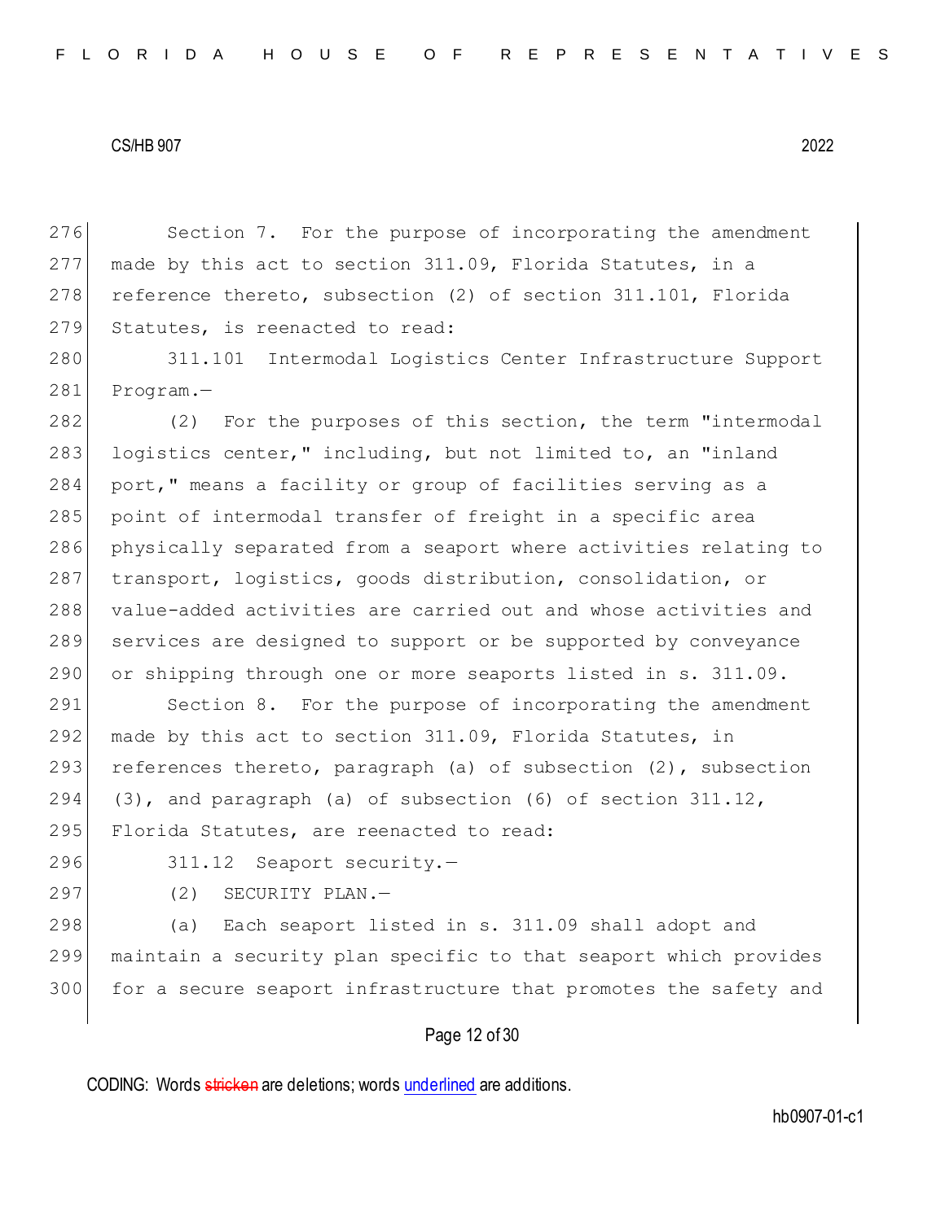Section 7. For the purpose of incorporating the amendment made by this act to section 311.09, Florida Statutes, in a reference thereto, subsection (2) of section 311.101, Florida Statutes, is reenacted to read:

311.101 Intermodal Logistics Center Infrastructure Support Program.—

(2) For the purposes of this section, the term "intermodal logistics center," including, but not limited to, an "inland port," means a facility or group of facilities serving as a point of intermodal transfer of freight in a specific area physically separated from a seaport where activities relating to transport, logistics, goods distribution, consolidation, or value-added activities are carried out and whose activities and services are designed to support or be supported by conveyance or shipping through one or more seaports listed in s. 311.09.

Section 8. For the purpose of incorporating the amendment made by this act to section 311.09, Florida Statutes, in references thereto, paragraph (a) of subsection (2), subsection (3), and paragraph (a) of subsection (6) of section 311.12, Florida Statutes, are reenacted to read:

311.12 Seaport security.—

(2) SECURITY PLAN.—

(a) Each seaport listed in s. 311.09 shall adopt and maintain a security plan specific to that seaport which provides for a secure seaport infrastructure that promotes the safety and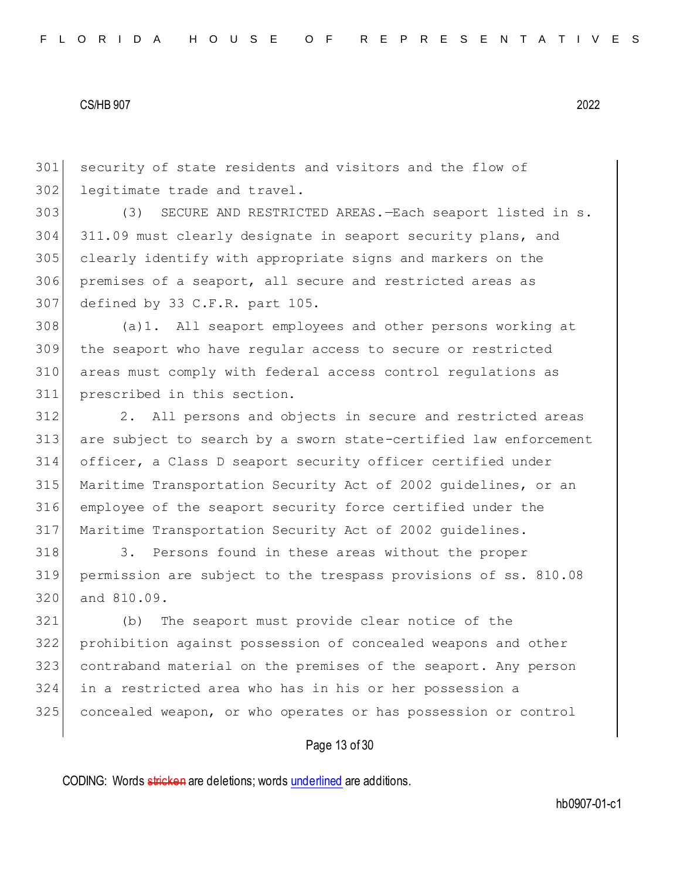security of state residents and visitors and the flow of legitimate trade and travel.

(3) SECURE AND RESTRICTED AREAS.—Each seaport listed in s. 311.09 must clearly designate in seaport security plans, and clearly identify with appropriate signs and markers on the premises of a seaport, all secure and restricted areas as defined by 33 C.F.R. part 105.

(a)1. All seaport employees and other persons working at the seaport who have regular access to secure or restricted areas must comply with federal access control regulations as prescribed in this section.

2. All persons and objects in secure and restricted areas are subject to search by a sworn state-certified law enforcement officer, a Class D seaport security officer certified under Maritime Transportation Security Act of 2002 guidelines, or an employee of the seaport security force certified under the Maritime Transportation Security Act of 2002 guidelines.

3. Persons found in these areas without the proper permission are subject to the trespass provisions of ss. 810.08 and 810.09.

(b) The seaport must provide clear notice of the prohibition against possession of concealed weapons and other contraband material on the premises of the seaport. Any person in a restricted area who has in his or her possession a concealed weapon, or who operates or has possession or control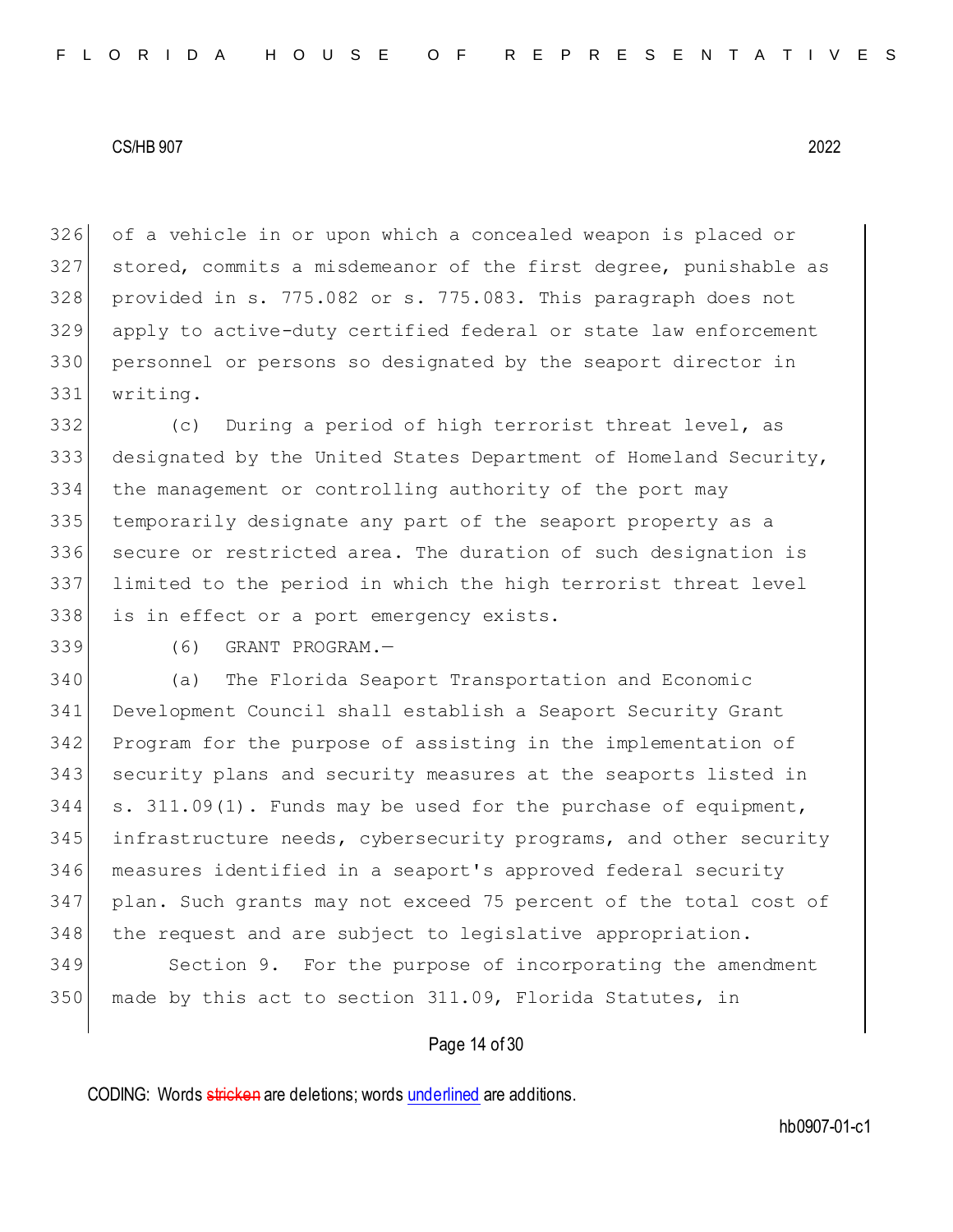of a vehicle in or upon which a concealed weapon is placed or stored, commits a misdemeanor of the first degree, punishable as provided in s. 775.082 or s. 775.083. This paragraph does not apply to active-duty certified federal or state law enforcement personnel or persons so designated by the seaport director in writing.

(c) During a period of high terrorist threat level, as designated by the United States Department of Homeland Security, the management or controlling authority of the port may temporarily designate any part of the seaport property as a secure or restricted area. The duration of such designation is limited to the period in which the high terrorist threat level is in effect or a port emergency exists.

(6) GRANT PROGRAM.—

(a) The Florida Seaport Transportation and Economic Development Council shall establish a Seaport Security Grant Program for the purpose of assisting in the implementation of security plans and security measures at the seaports listed in s. 311.09(1). Funds may be used for the purchase of equipment, infrastructure needs, cybersecurity programs, and other security measures identified in a seaport's approved federal security plan. Such grants may not exceed 75 percent of the total cost of the request and are subject to legislative appropriation.

Section 9. For the purpose of incorporating the amendment made by this act to section 311.09, Florida Statutes, in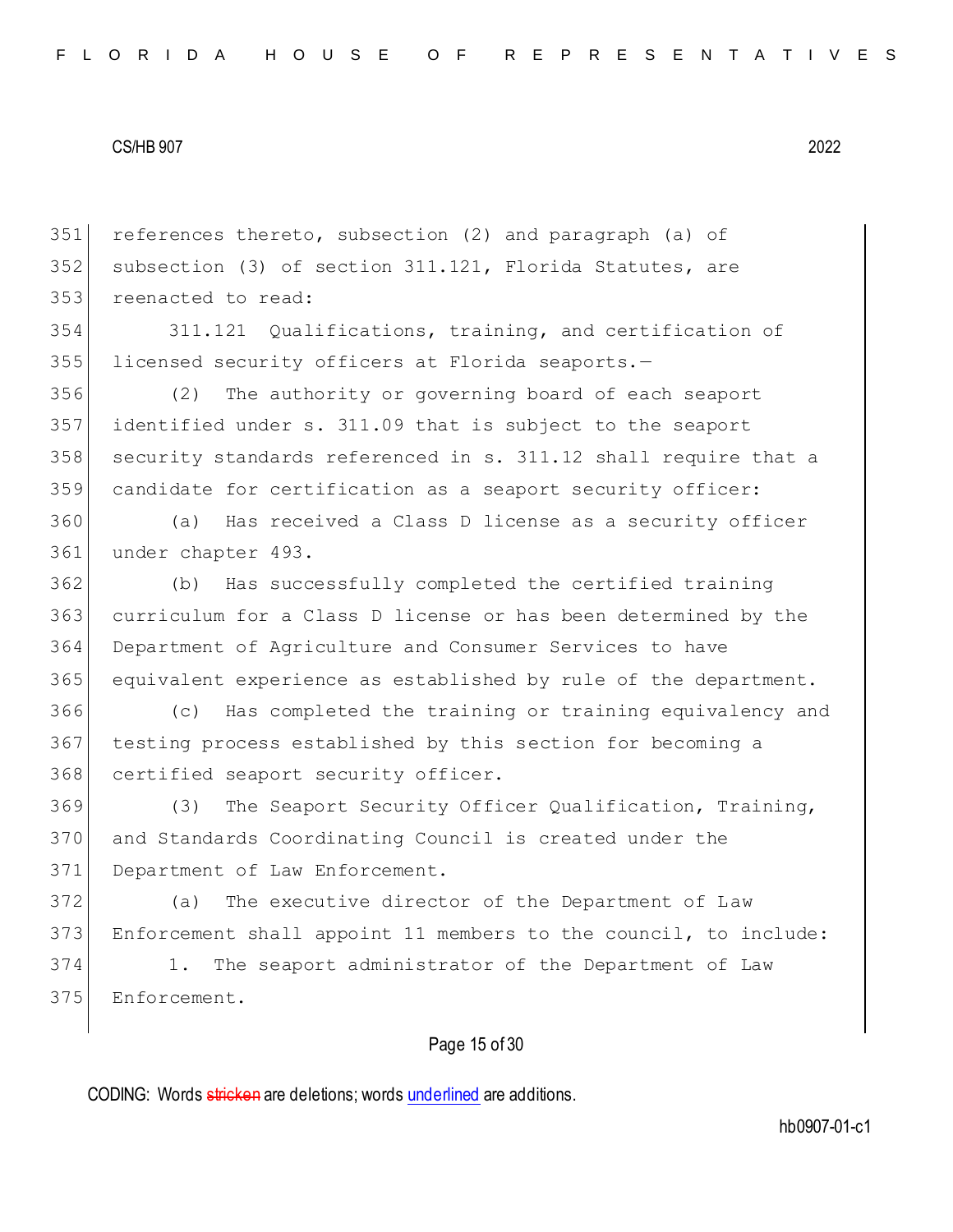references thereto, subsection (2) and paragraph (a) of subsection (3) of section 311.121, Florida Statutes, are reenacted to read:

311.121 Qualifications, training, and certification of licensed security officers at Florida seaports.—

(2) The authority or governing board of each seaport identified under s. 311.09 that is subject to the seaport security standards referenced in s. 311.12 shall require that a candidate for certification as a seaport security officer:

(a) Has received a Class D license as a security officer under chapter 493.

(b) Has successfully completed the certified training curriculum for a Class D license or has been determined by the Department of Agriculture and Consumer Services to have equivalent experience as established by rule of the department.

(c) Has completed the training or training equivalency and testing process established by this section for becoming a certified seaport security officer.

(3) The Seaport Security Officer Qualification, Training, and Standards Coordinating Council is created under the Department of Law Enforcement.

(a) The executive director of the Department of Law Enforcement shall appoint 11 members to the council, to include:

1. The seaport administrator of the Department of Law Enforcement.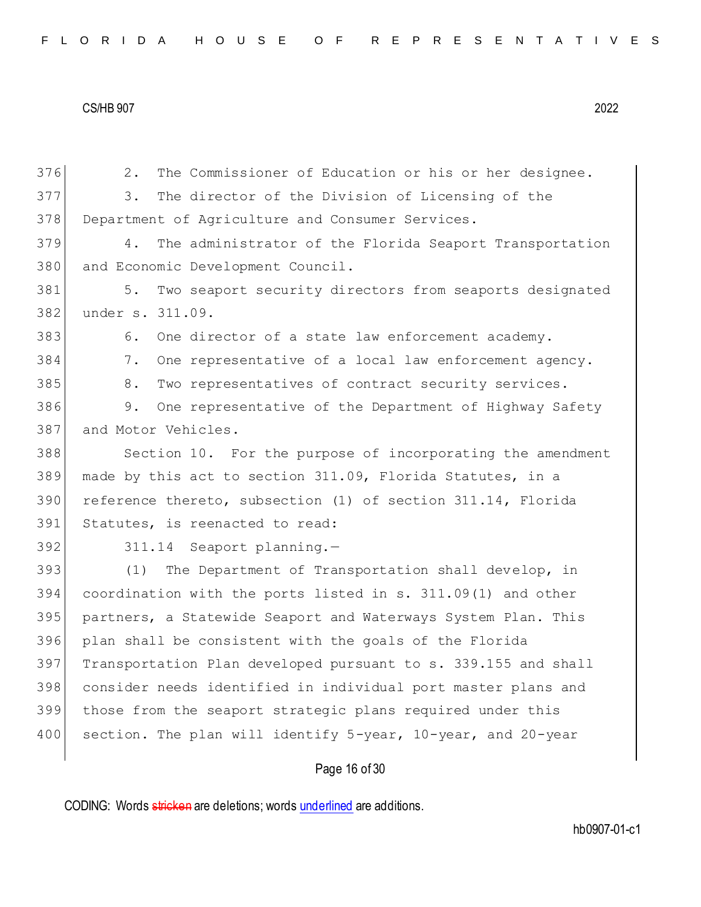2. The Commissioner of Education or his or her designee.

3. The director of the Division of Licensing of the Department of Agriculture and Consumer Services.

4. The administrator of the Florida Seaport Transportation and Economic Development Council.

5. Two seaport security directors from seaports designated under s. 311.09.

6. One director of a state law enforcement academy.

7. One representative of a local law enforcement agency.

8. Two representatives of contract security services.

9. One representative of the Department of Highway Safety and Motor Vehicles.

Section 10. For the purpose of incorporating the amendment made by this act to section 311.09, Florida Statutes, in a reference thereto, subsection (1) of section 311.14, Florida Statutes, is reenacted to read:

311.14 Seaport planning.—

(1) The Department of Transportation shall develop, in coordination with the ports listed in s. 311.09(1) and other partners, a Statewide Seaport and Waterways System Plan. This plan shall be consistent with the goals of the Florida Transportation Plan developed pursuant to s. 339.155 and shall consider needs identified in individual port master plans and those from the seaport strategic plans required under this section. The plan will identify 5-year, 10-year, and 20-year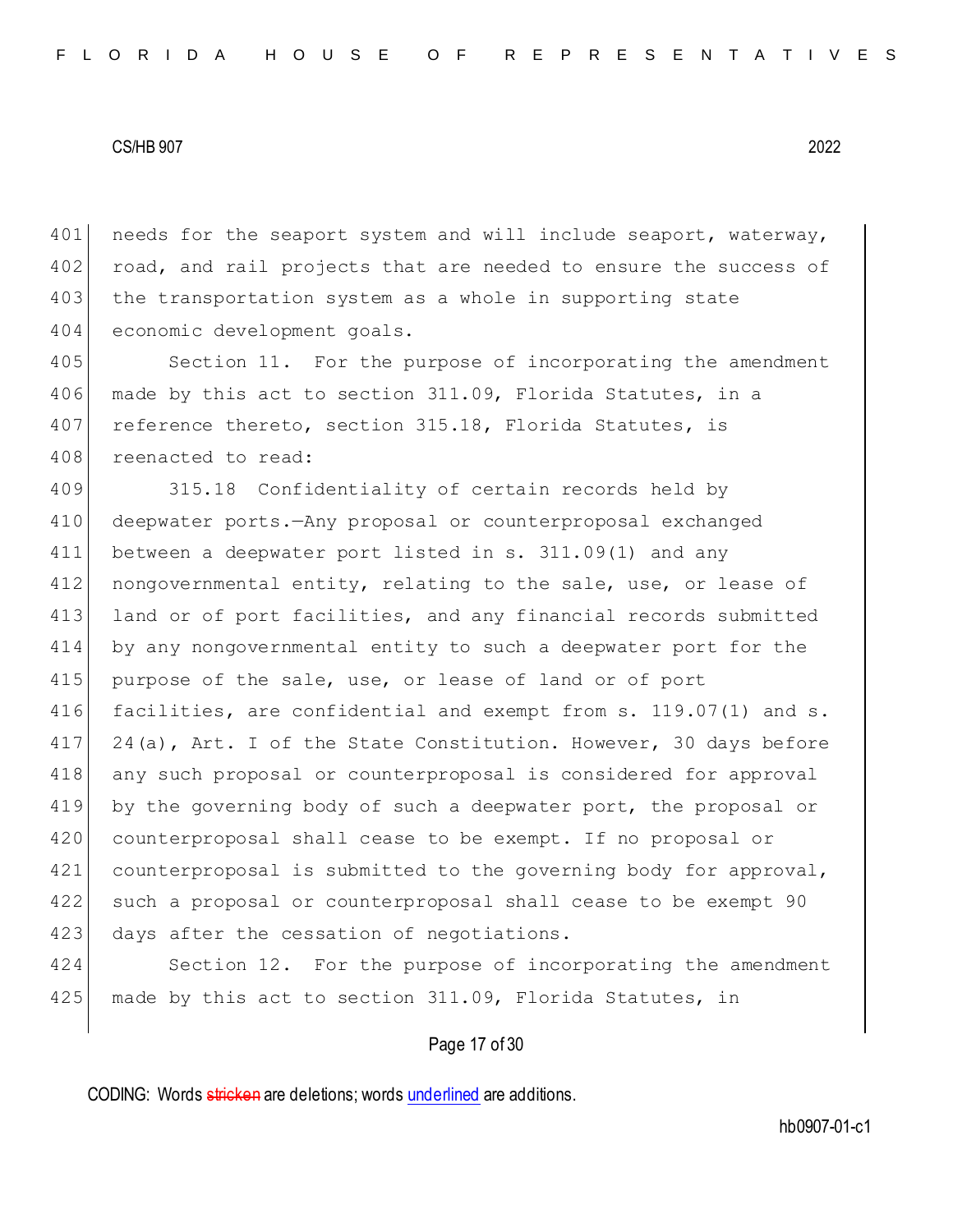needs for the seaport system and will include seaport, waterway, road, and rail projects that are needed to ensure the success of the transportation system as a whole in supporting state economic development goals.

Section 11. For the purpose of incorporating the amendment made by this act to section 311.09, Florida Statutes, in a reference thereto, section 315.18, Florida Statutes, is reenacted to read:

315.18 Confidentiality of certain records held by deepwater ports.—Any proposal or counterproposal exchanged between a deepwater port listed in s. 311.09(1) and any nongovernmental entity, relating to the sale, use, or lease of land or of port facilities, and any financial records submitted by any nongovernmental entity to such a deepwater port for the purpose of the sale, use, or lease of land or of port facilities, are confidential and exempt from s. 119.07(1) and s. 24(a), Art. I of the State Constitution. However, 30 days before any such proposal or counterproposal is considered for approval by the governing body of such a deepwater port, the proposal or counterproposal shall cease to be exempt. If no proposal or counterproposal is submitted to the governing body for approval, such a proposal or counterproposal shall cease to be exempt 90 days after the cessation of negotiations.

Section 12. For the purpose of incorporating the amendment made by this act to section 311.09, Florida Statutes, in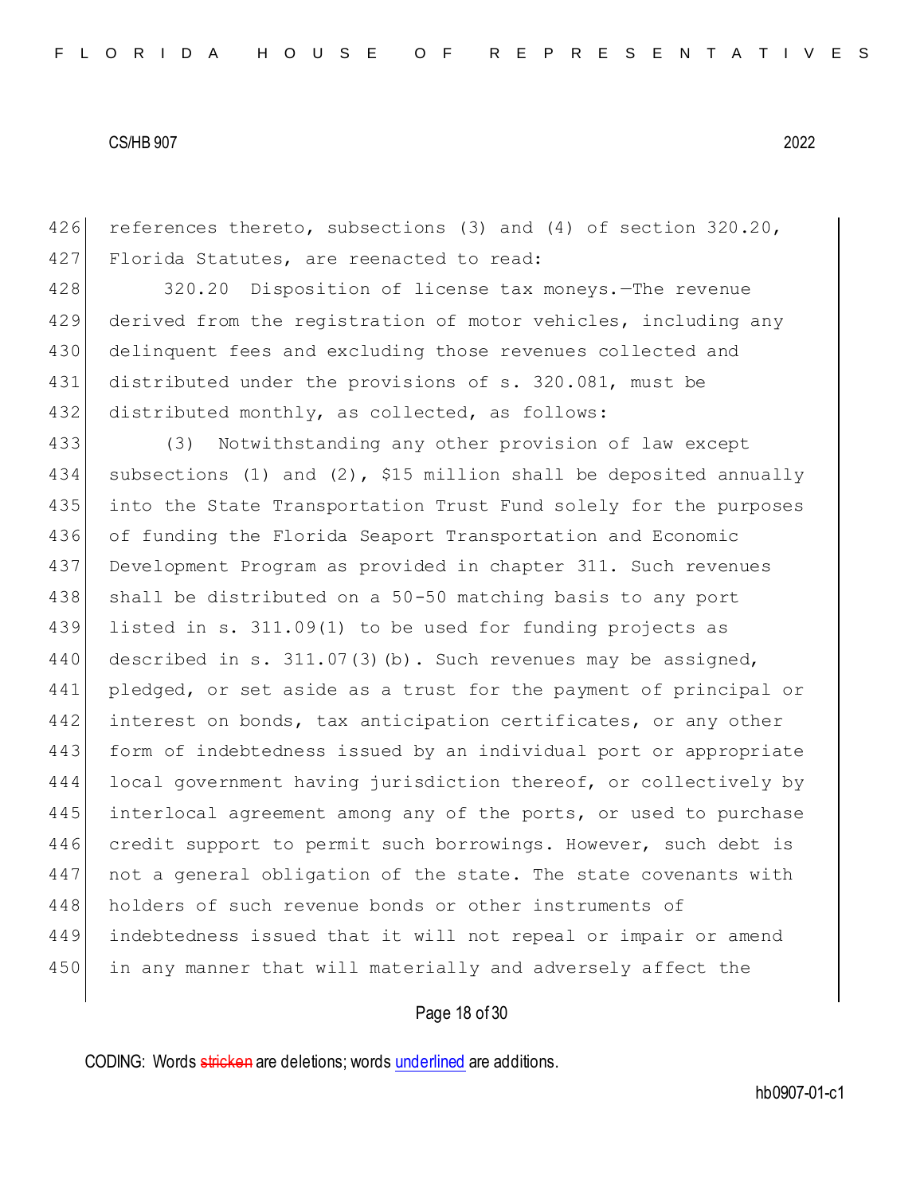references thereto, subsections (3) and (4) of section 320.20, Florida Statutes, are reenacted to read:

320.20 Disposition of license tax moneys.—The revenue derived from the registration of motor vehicles, including any delinquent fees and excluding those revenues collected and distributed under the provisions of s. 320.081, must be distributed monthly, as collected, as follows:

(3) Notwithstanding any other provision of law except subsections (1) and (2), $15 million shall be deposited annually into the State Transportation Trust Fund solely for the purposes of funding the Florida Seaport Transportation and Economic Development Program as provided in chapter 311. Such revenues shall be distributed on a 50-50 matching basis to any port listed in s. 311.09(1) to be used for funding projects as described in s. 311.07(3)(b). Such revenues may be assigned, pledged, or set aside as a trust for the payment of principal or interest on bonds, tax anticipation certificates, or any other form of indebtedness issued by an individual port or appropriate local government having jurisdiction thereof, or collectively by interlocal agreement among any of the ports, or used to purchase credit support to permit such borrowings. However, such debt is not a general obligation of the state. The state covenants with holders of such revenue bonds or other instruments of indebtedness issued that it will not repeal or impair or amend in any manner that will materially and adversely affect the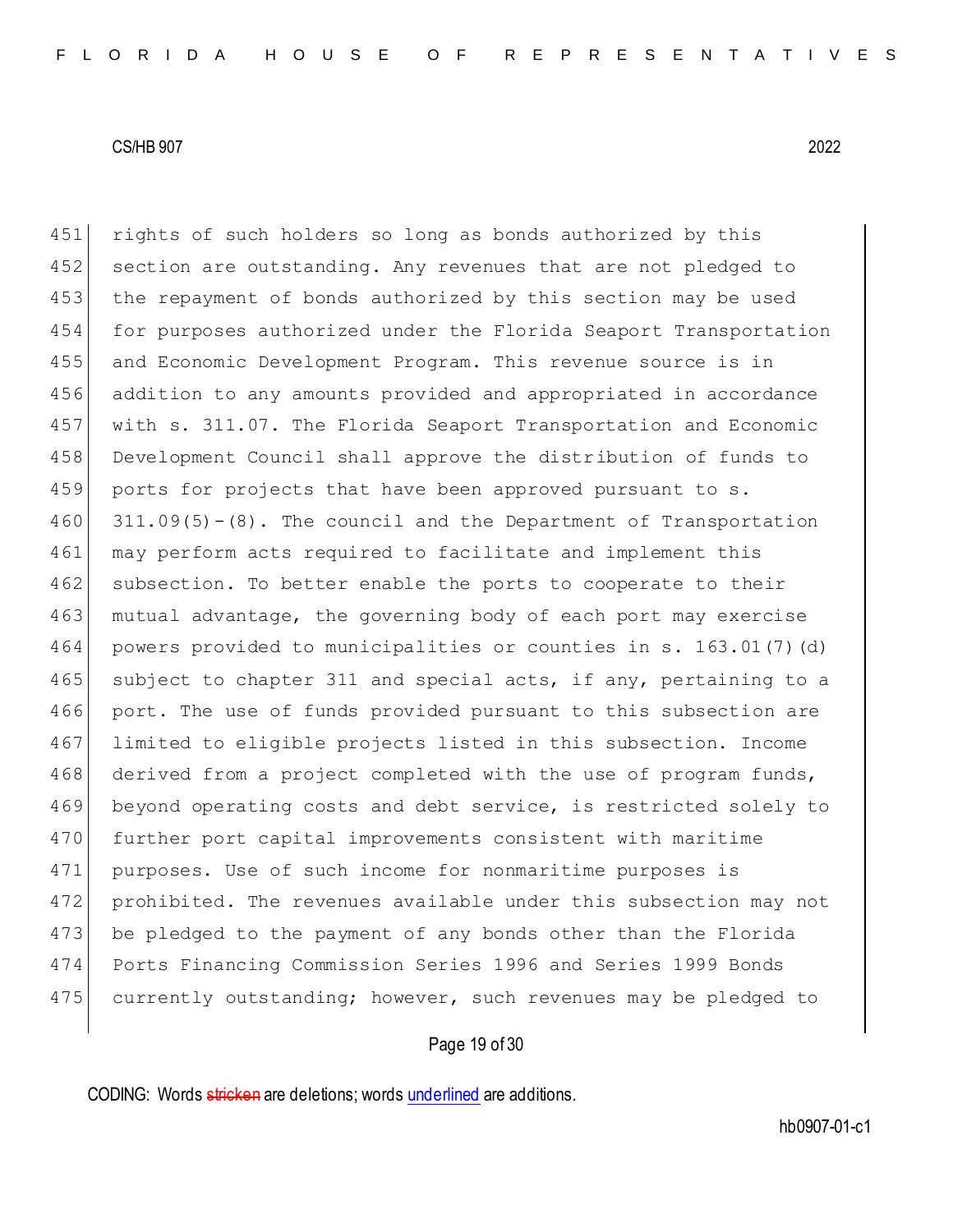451 rights of such holders so long as bonds authorized by this
452 section are outstanding. Any revenues that are not pledged to
453 the repayment of bonds authorized by this section may be used
454 for purposes authorized under the Florida Seaport Transportation
455 and Economic Development Program. This revenue source is in
456 addition to any amounts provided and appropriated in accordance
457 with s. 311.07. The Florida Seaport Transportation and Economic
458 Development Council shall approve the distribution of funds to
459 ports for projects that have been approved pursuant to s.
460 311.09(5)-(8). The council and the Department of Transportation
461 may perform acts required to facilitate and implement this
462 subsection. To better enable the ports to cooperate to their
463 mutual advantage, the governing body of each port may exercise
464 powers provided to municipalities or counties in s. 163.01(7)(d)
465 subject to chapter 311 and special acts, if any, pertaining to a
466 port. The use of funds provided pursuant to this subsection are
467 limited to eligible projects listed in this subsection. Income
468 derived from a project completed with the use of program funds,
469 beyond operating costs and debt service, is restricted solely to
470 further port capital improvements consistent with maritime
471 purposes. Use of such income for nonmaritime purposes is
472 prohibited. The revenues available under this subsection may not
473 be pledged to the payment of any bonds other than the Florida
474 Ports Financing Commission Series 1996 and Series 1999 Bonds
475 currently outstanding; however, such revenues may be pledged to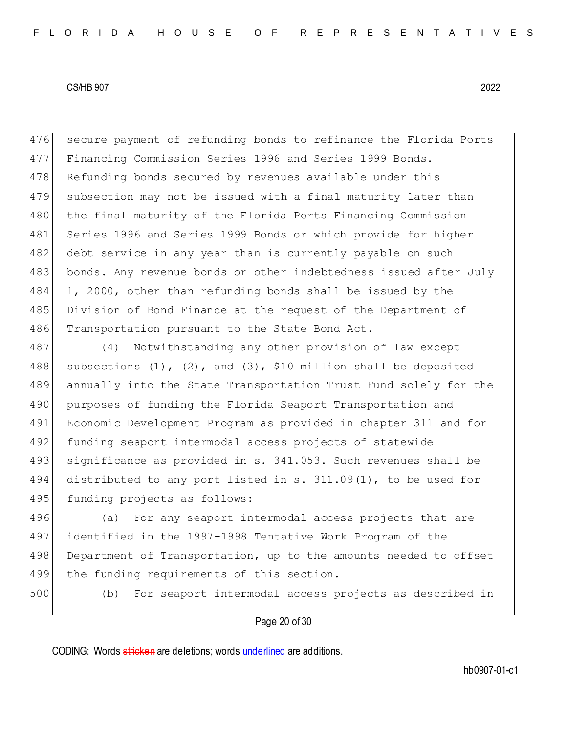secure payment of refunding bonds to refinance the Florida Ports Financing Commission Series 1996 and Series 1999 Bonds. Refunding bonds secured by revenues available under this subsection may not be issued with a final maturity later than the final maturity of the Florida Ports Financing Commission Series 1996 and Series 1999 Bonds or which provide for higher debt service in any year than is currently payable on such bonds. Any revenue bonds or other indebtedness issued after July 1, 2000, other than refunding bonds shall be issued by the Division of Bond Finance at the request of the Department of Transportation pursuant to the State Bond Act.

(4) Notwithstanding any other provision of law except subsections (1), (2), and (3), $10 million shall be deposited annually into the State Transportation Trust Fund solely for the purposes of funding the Florida Seaport Transportation and Economic Development Program as provided in chapter 311 and for funding seaport intermodal access projects of statewide significance as provided in s. 341.053. Such revenues shall be distributed to any port listed in s. 311.09(1), to be used for funding projects as follows:

(a) For any seaport intermodal access projects that are identified in the 1997-1998 Tentative Work Program of the Department of Transportation, up to the amounts needed to offset the funding requirements of this section.

(b) For seaport intermodal access projects as described in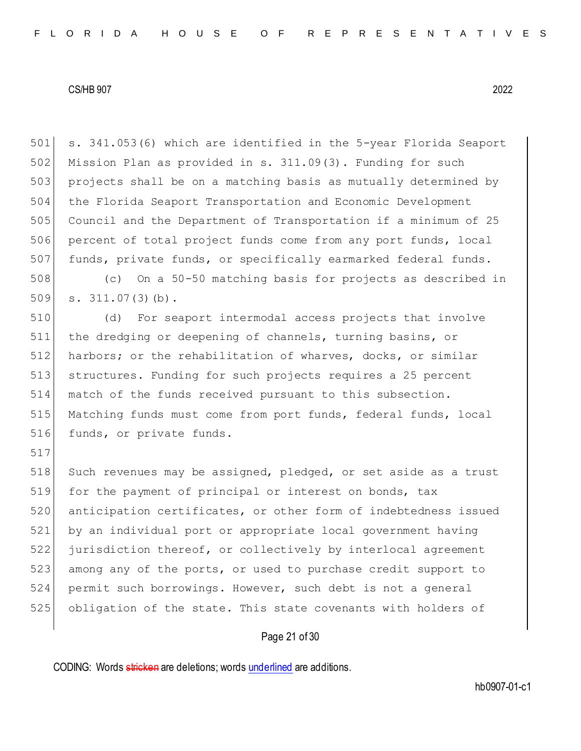s. 341.053(6) which are identified in the 5-year Florida Seaport Mission Plan as provided in s. 311.09(3). Funding for such projects shall be on a matching basis as mutually determined by the Florida Seaport Transportation and Economic Development Council and the Department of Transportation if a minimum of 25 percent of total project funds come from any port funds, local funds, private funds, or specifically earmarked federal funds.

(c) On a 50-50 matching basis for projects as described in s. 311.07(3)(b).

(d) For seaport intermodal access projects that involve the dredging or deepening of channels, turning basins, or harbors; or the rehabilitation of wharves, docks, or similar structures. Funding for such projects requires a 25 percent match of the funds received pursuant to this subsection. Matching funds must come from port funds, federal funds, local funds, or private funds.

Such revenues may be assigned, pledged, or set aside as a trust for the payment of principal or interest on bonds, tax anticipation certificates, or other form of indebtedness issued by an individual port or appropriate local government having jurisdiction thereof, or collectively by interlocal agreement among any of the ports, or used to purchase credit support to permit such borrowings. However, such debt is not a general obligation of the state. This state covenants with holders of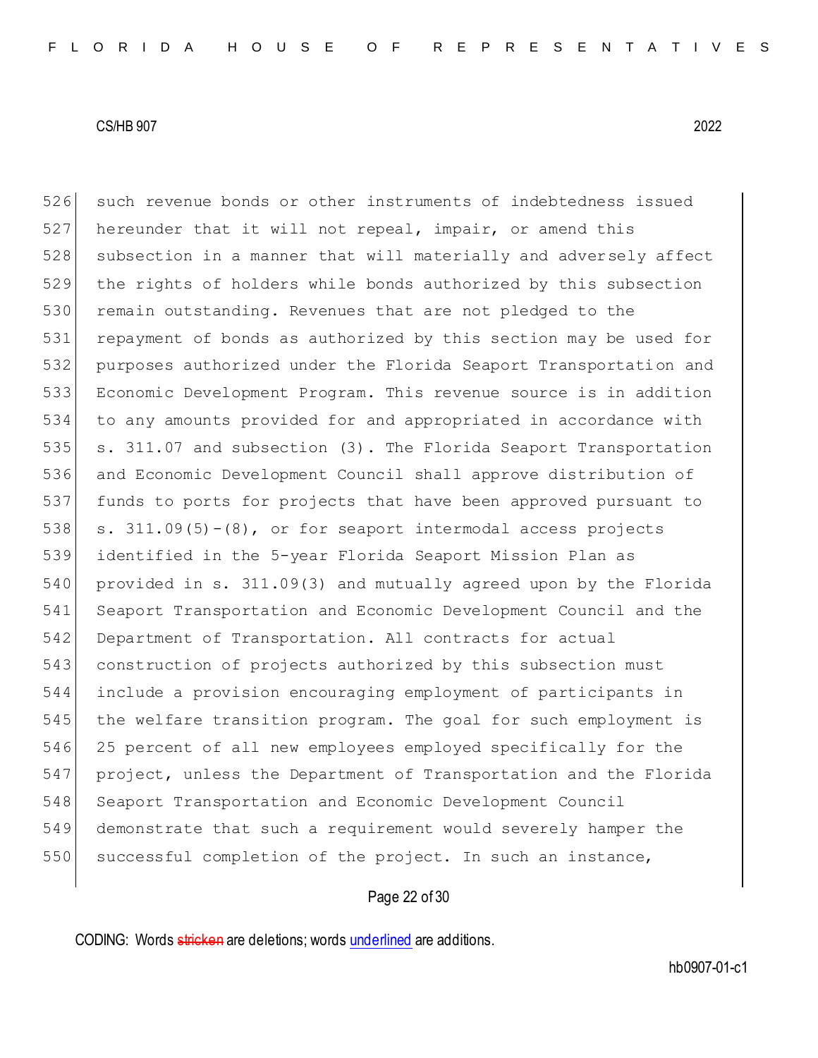such revenue bonds or other instruments of indebtedness issued hereunder that it will not repeal, impair, or amend this subsection in a manner that will materially and adversely affect the rights of holders while bonds authorized by this subsection remain outstanding. Revenues that are not pledged to the repayment of bonds as authorized by this section may be used for purposes authorized under the Florida Seaport Transportation and Economic Development Program. This revenue source is in addition to any amounts provided for and appropriated in accordance with s. 311.07 and subsection (3). The Florida Seaport Transportation and Economic Development Council shall approve distribution of funds to ports for projects that have been approved pursuant to s. 311.09(5)-(8), or for seaport intermodal access projects identified in the 5-year Florida Seaport Mission Plan as provided in s. 311.09(3) and mutually agreed upon by the Florida Seaport Transportation and Economic Development Council and the Department of Transportation. All contracts for actual construction of projects authorized by this subsection must include a provision encouraging employment of participants in the welfare transition program. The goal for such employment is 25 percent of all new employees employed specifically for the project, unless the Department of Transportation and the Florida Seaport Transportation and Economic Development Council demonstrate that such a requirement would severely hamper the successful completion of the project. In such an instance,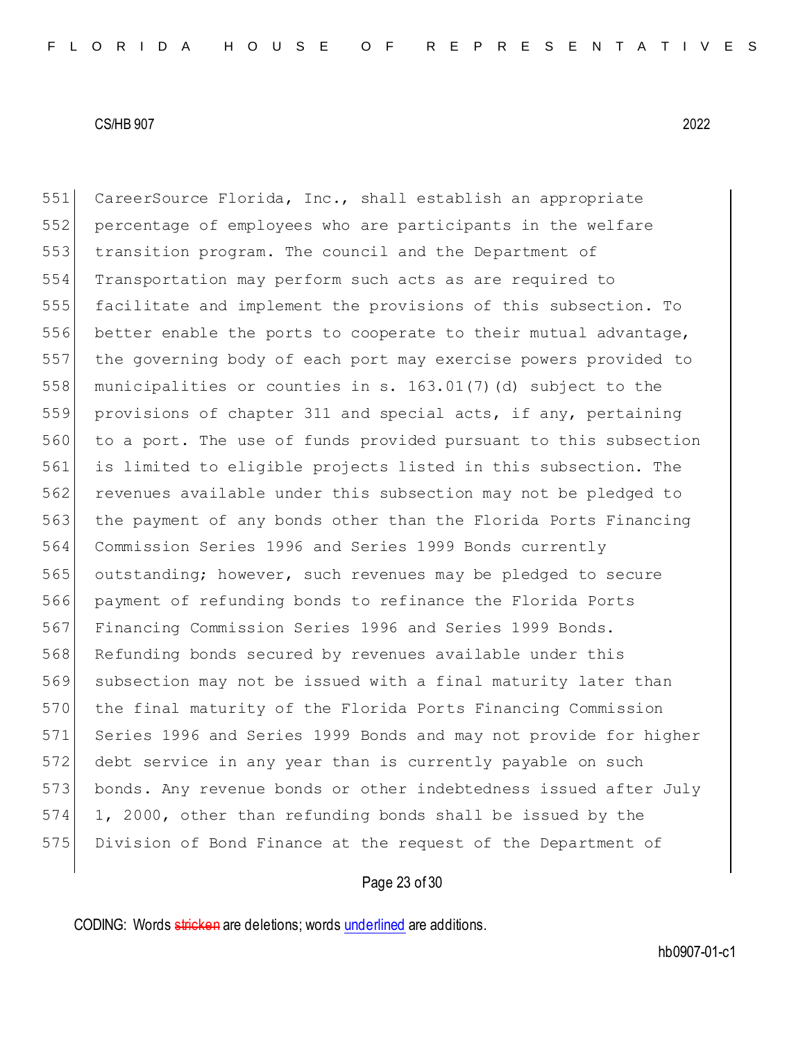CareerSource Florida, Inc., shall establish an appropriate percentage of employees who are participants in the welfare transition program. The council and the Department of Transportation may perform such acts as are required to facilitate and implement the provisions of this subsection. To better enable the ports to cooperate to their mutual advantage, the governing body of each port may exercise powers provided to municipalities or counties in s. 163.01(7)(d) subject to the provisions of chapter 311 and special acts, if any, pertaining to a port. The use of funds provided pursuant to this subsection is limited to eligible projects listed in this subsection. The revenues available under this subsection may not be pledged to the payment of any bonds other than the Florida Ports Financing Commission Series 1996 and Series 1999 Bonds currently outstanding; however, such revenues may be pledged to secure payment of refunding bonds to refinance the Florida Ports Financing Commission Series 1996 and Series 1999 Bonds. Refunding bonds secured by revenues available under this subsection may not be issued with a final maturity later than the final maturity of the Florida Ports Financing Commission Series 1996 and Series 1999 Bonds and may not provide for higher debt service in any year than is currently payable on such bonds. Any revenue bonds or other indebtedness issued after July 1, 2000, other than refunding bonds shall be issued by the Division of Bond Finance at the request of the Department of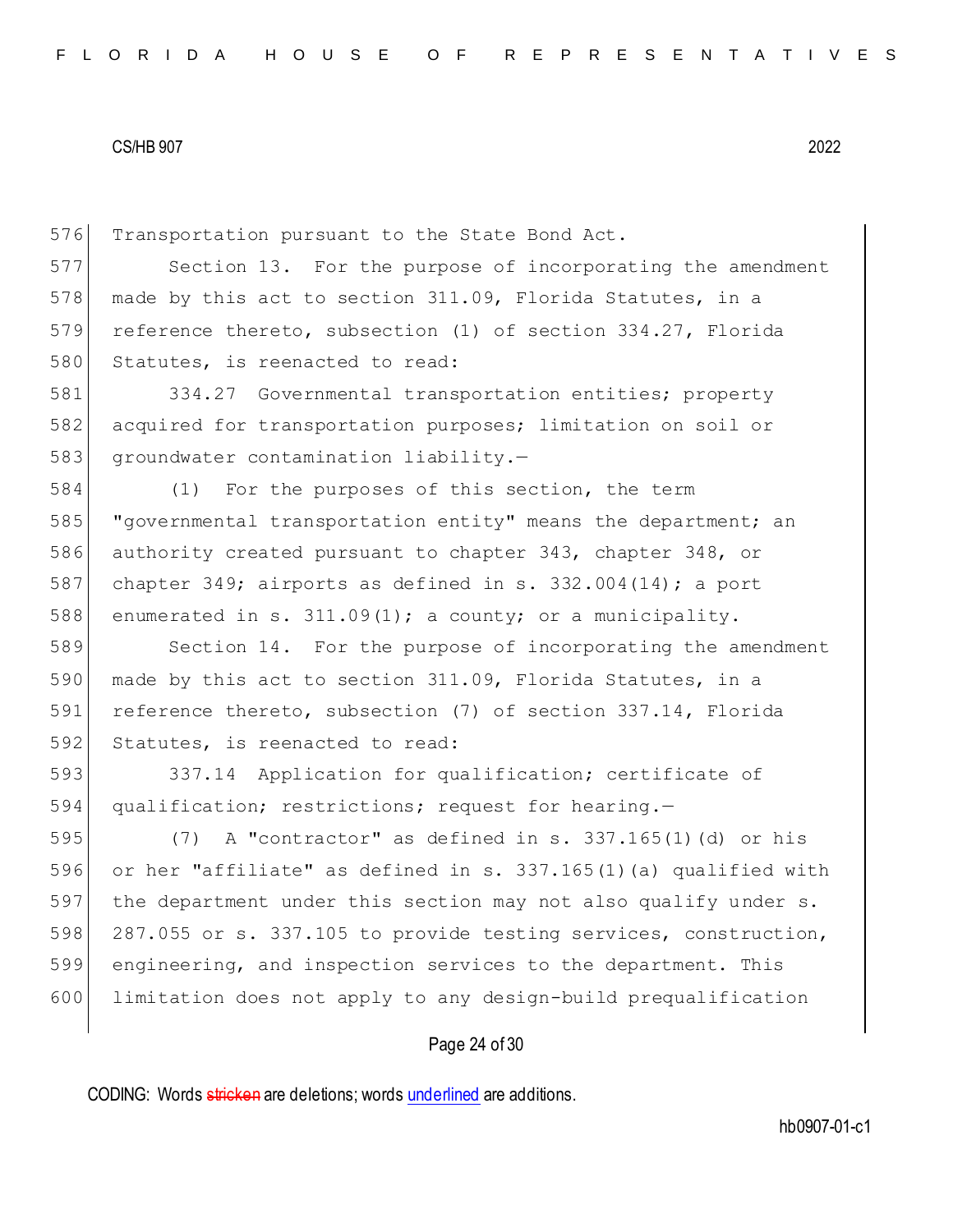Transportation pursuant to the State Bond Act.

Section 13. For the purpose of incorporating the amendment made by this act to section 311.09, Florida Statutes, in a reference thereto, subsection (1) of section 334.27, Florida Statutes, is reenacted to read:

334.27 Governmental transportation entities; property acquired for transportation purposes; limitation on soil or groundwater contamination liability.—

(1) For the purposes of this section, the term "governmental transportation entity" means the department; an authority created pursuant to chapter 343, chapter 348, or chapter 349; airports as defined in s. 332.004(14); a port enumerated in s. 311.09(1); a county; or a municipality.

Section 14. For the purpose of incorporating the amendment made by this act to section 311.09, Florida Statutes, in a reference thereto, subsection (7) of section 337.14, Florida Statutes, is reenacted to read:

337.14 Application for qualification; certificate of qualification; restrictions; request for hearing.—

(7) A "contractor" as defined in s. 337.165(1)(d) or his or her "affiliate" as defined in s. 337.165(1)(a) qualified with the department under this section may not also qualify under s. 287.055 or s. 337.105 to provide testing services, construction, engineering, and inspection services to the department. This limitation does not apply to any design-build prequalification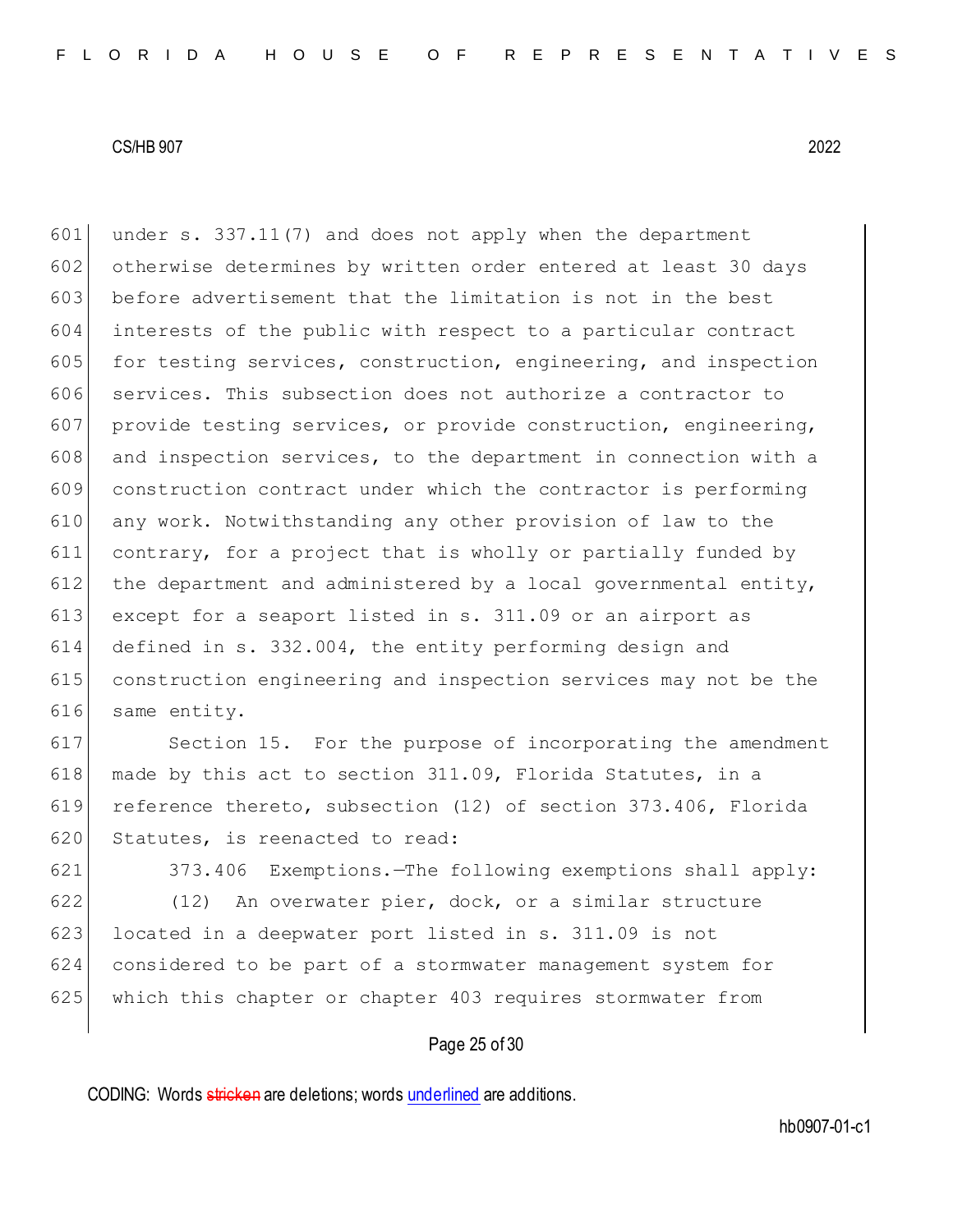under s. 337.11(7) and does not apply when the department otherwise determines by written order entered at least 30 days before advertisement that the limitation is not in the best interests of the public with respect to a particular contract for testing services, construction, engineering, and inspection services. This subsection does not authorize a contractor to provide testing services, or provide construction, engineering, and inspection services, to the department in connection with a construction contract under which the contractor is performing any work. Notwithstanding any other provision of law to the contrary, for a project that is wholly or partially funded by the department and administered by a local governmental entity, except for a seaport listed in s. 311.09 or an airport as defined in s. 332.004, the entity performing design and construction engineering and inspection services may not be the same entity.

Section 15. For the purpose of incorporating the amendment made by this act to section 311.09, Florida Statutes, in a reference thereto, subsection (12) of section 373.406, Florida Statutes, is reenacted to read:

373.406 Exemptions.—The following exemptions shall apply:

(12) An overwater pier, dock, or a similar structure located in a deepwater port listed in s. 311.09 is not considered to be part of a stormwater management system for which this chapter or chapter 403 requires stormwater from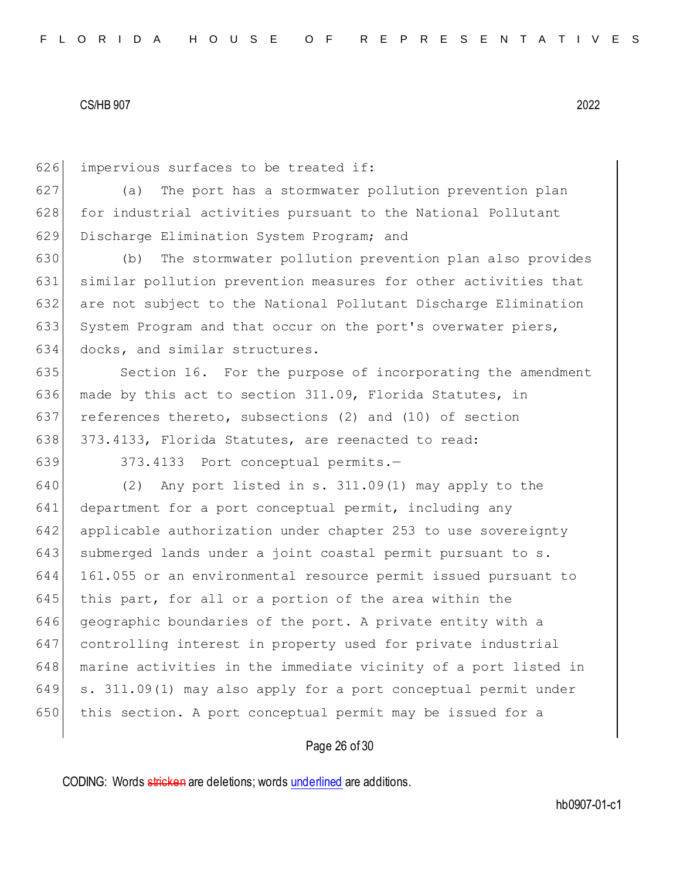impervious surfaces to be treated if:

(a) The port has a stormwater pollution prevention plan for industrial activities pursuant to the National Pollutant Discharge Elimination System Program; and

(b) The stormwater pollution prevention plan also provides similar pollution prevention measures for other activities that are not subject to the National Pollutant Discharge Elimination System Program and that occur on the port's overwater piers, docks, and similar structures.

Section 16. For the purpose of incorporating the amendment made by this act to section 311.09, Florida Statutes, in references thereto, subsections (2) and (10) of section 373.4133, Florida Statutes, are reenacted to read:

373.4133 Port conceptual permits.—

(2) Any port listed in s. 311.09(1) may apply to the department for a port conceptual permit, including any applicable authorization under chapter 253 to use sovereignty submerged lands under a joint coastal permit pursuant to s. 161.055 or an environmental resource permit issued pursuant to this part, for all or a portion of the area within the geographic boundaries of the port. A private entity with a controlling interest in property used for private industrial marine activities in the immediate vicinity of a port listed in s. 311.09(1) may also apply for a port conceptual permit under this section. A port conceptual permit may be issued for a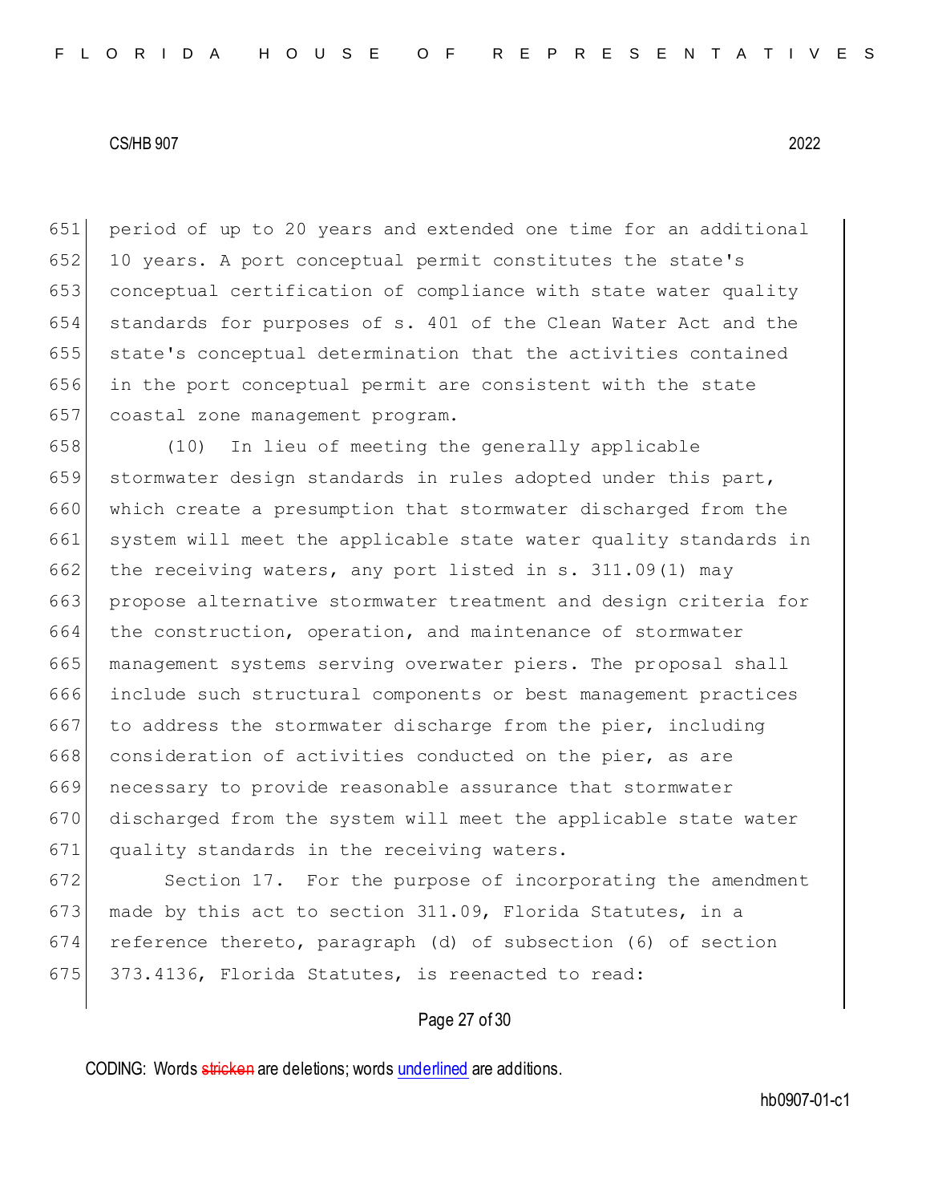period of up to 20 years and extended one time for an additional 10 years. A port conceptual permit constitutes the state's conceptual certification of compliance with state water quality standards for purposes of s. 401 of the Clean Water Act and the state's conceptual determination that the activities contained in the port conceptual permit are consistent with the state coastal zone management program.

(10) In lieu of meeting the generally applicable stormwater design standards in rules adopted under this part, which create a presumption that stormwater discharged from the system will meet the applicable state water quality standards in the receiving waters, any port listed in s. 311.09(1) may propose alternative stormwater treatment and design criteria for the construction, operation, and maintenance of stormwater management systems serving overwater piers. The proposal shall include such structural components or best management practices to address the stormwater discharge from the pier, including consideration of activities conducted on the pier, as are necessary to provide reasonable assurance that stormwater discharged from the system will meet the applicable state water quality standards in the receiving waters.

Section 17. For the purpose of incorporating the amendment made by this act to section 311.09, Florida Statutes, in a reference thereto, paragraph (d) of subsection (6) of section 373.4136, Florida Statutes, is reenacted to read: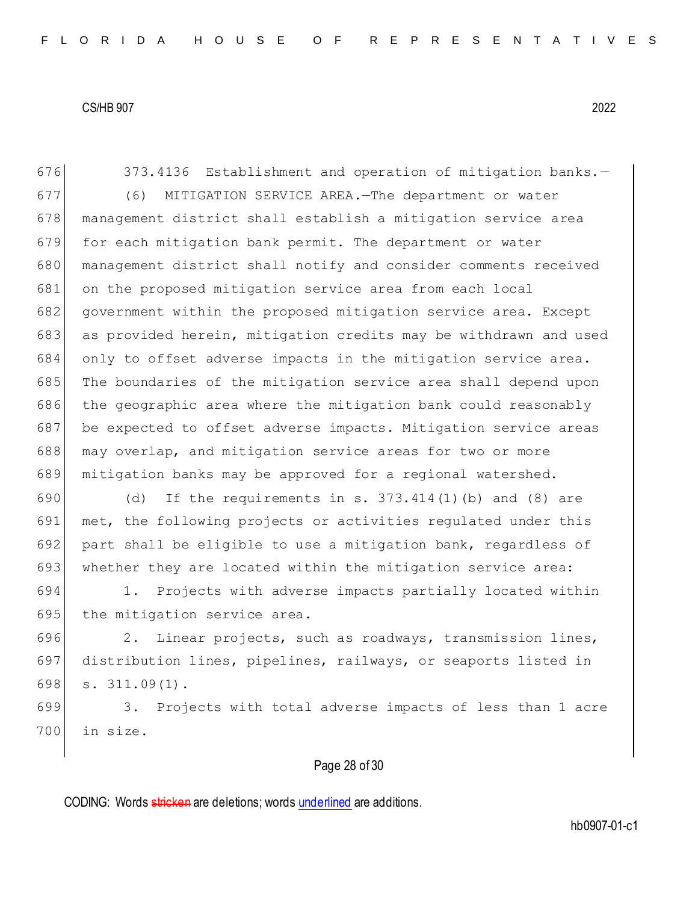373.4136 Establishment and operation of mitigation banks.—

(6) MITIGATION SERVICE AREA.—The department or water management district shall establish a mitigation service area for each mitigation bank permit. The department or water management district shall notify and consider comments received on the proposed mitigation service area from each local government within the proposed mitigation service area. Except as provided herein, mitigation credits may be withdrawn and used only to offset adverse impacts in the mitigation service area. The boundaries of the mitigation service area shall depend upon the geographic area where the mitigation bank could reasonably be expected to offset adverse impacts. Mitigation service areas may overlap, and mitigation service areas for two or more mitigation banks may be approved for a regional watershed.

(d) If the requirements in s. 373.414(1)(b) and (8) are met, the following projects or activities regulated under this part shall be eligible to use a mitigation bank, regardless of whether they are located within the mitigation service area:

1. Projects with adverse impacts partially located within the mitigation service area.

2. Linear projects, such as roadways, transmission lines, distribution lines, pipelines, railways, or seaports listed in s. 311.09(1).

3. Projects with total adverse impacts of less than 1 acre in size.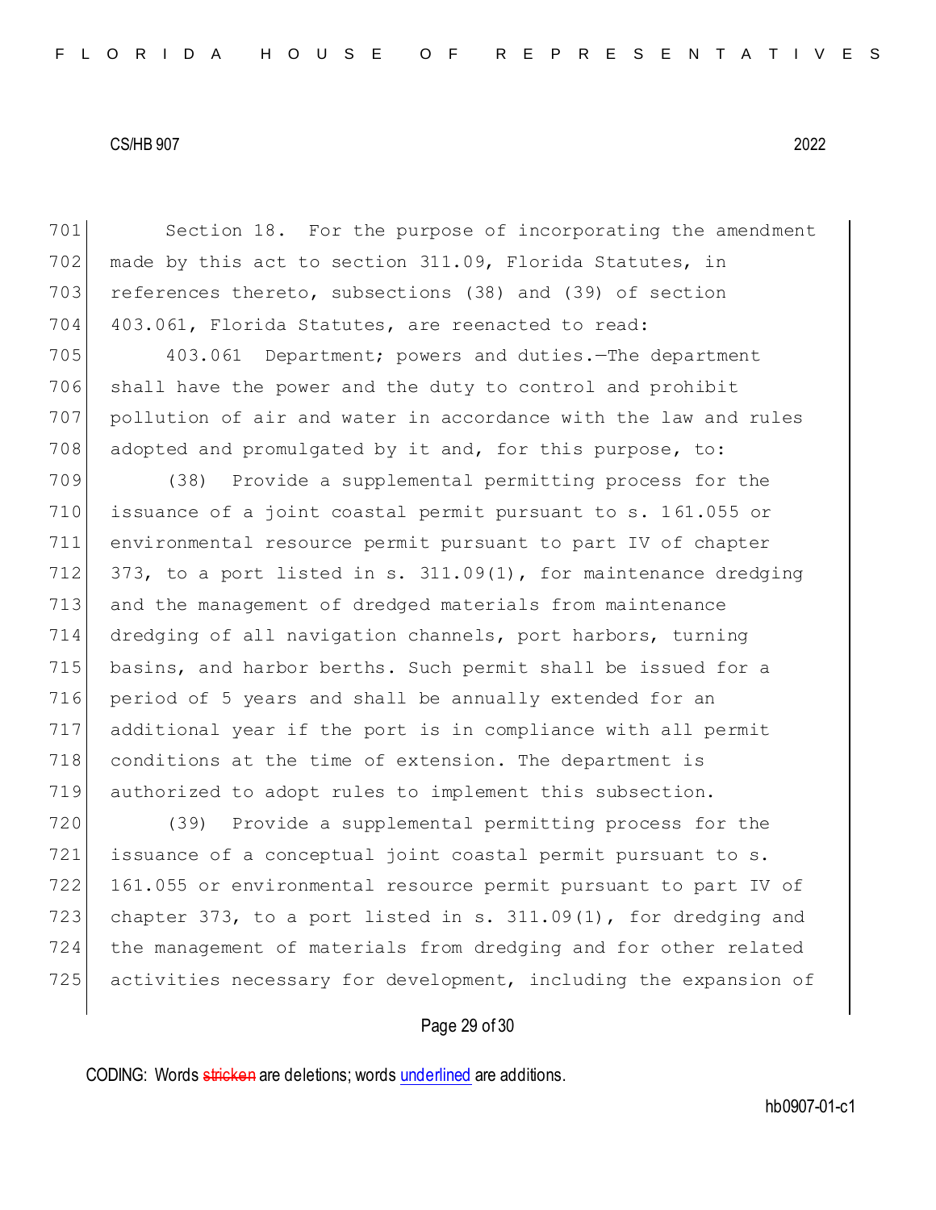Section 18. For the purpose of incorporating the amendment made by this act to section 311.09, Florida Statutes, in references thereto, subsections (38) and (39) of section 403.061, Florida Statutes, are reenacted to read:

403.061 Department; powers and duties.—The department shall have the power and the duty to control and prohibit pollution of air and water in accordance with the law and rules adopted and promulgated by it and, for this purpose, to:

(38) Provide a supplemental permitting process for the issuance of a joint coastal permit pursuant to s. 161.055 or environmental resource permit pursuant to part IV of chapter 373, to a port listed in s. 311.09(1), for maintenance dredging and the management of dredged materials from maintenance dredging of all navigation channels, port harbors, turning basins, and harbor berths. Such permit shall be issued for a period of 5 years and shall be annually extended for an additional year if the port is in compliance with all permit conditions at the time of extension. The department is authorized to adopt rules to implement this subsection.

(39) Provide a supplemental permitting process for the issuance of a conceptual joint coastal permit pursuant to s. 161.055 or environmental resource permit pursuant to part IV of chapter 373, to a port listed in s. 311.09(1), for dredging and the management of materials from dredging and for other related activities necessary for development, including the expansion of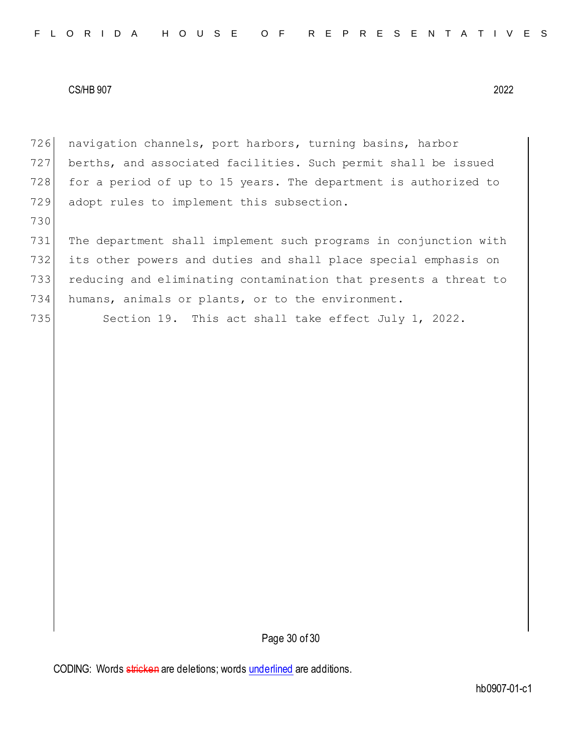navigation channels, port harbors, turning basins, harbor berths, and associated facilities. Such permit shall be issued for a period of up to 15 years. The department is authorized to adopt rules to implement this subsection.

The department shall implement such programs in conjunction with its other powers and duties and shall place special emphasis on reducing and eliminating contamination that presents a threat to humans, animals or plants, or to the environment.

Section 19. This act shall take effect July 1, 2022.